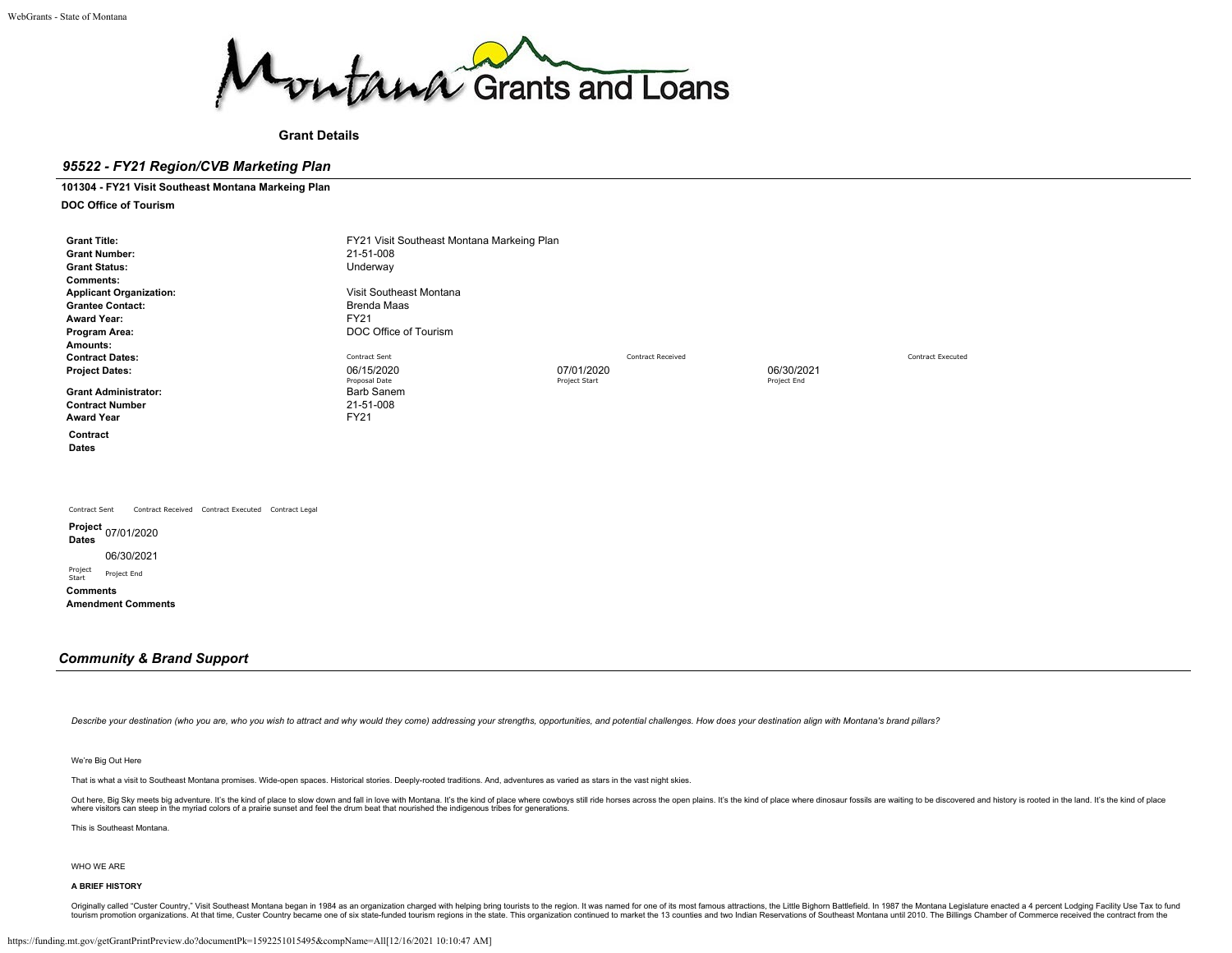# Montana Grants and Loans

**Grant Details**

## *95522 - FY21 Region/CVB Marketing Plan*

**101304 - FY21 Visit Southeast Montana Markeing Plan**

**DOC Office of Tourism**

| | | | | |
|---|---|---|---|---|
| **Grant Title:** | FY21 Visit Southeast Montana Markeing Plan | | | |
| **Grant Number:** | 21-51-008 | | | |
| **Grant Status:** | Underway | | | |
| **Comments:** | | | | |
| **Applicant Organization:** | Visit Southeast Montana | | | |
| **Grantee Contact:** | Brenda Maas | | | |
| **Award Year:** | FY21 | | | |
| **Program Area:** | DOC Office of Tourism | | | |
| **Amounts:** | | | | |
| **Contract Dates:** | Contract Sent | | Contract Received | Contract Executed |
| **Project Dates:** | 06/15/2020 Proposal Date | 07/01/2020 Project Start | 06/30/2021 Project End | |
| **Grant Administrator:** | Barb Sanem | | | |
| **Contract Number** | 21-51-008 | | | |
| **Award Year** | FY21 | | | |

**Contract Dates**

Contract Sent | Contract Received | Contract Executed | Contract Legal

**Project Dates**

07/01/2020 Project Start

06/30/2021 Project End

**Comments**

**Amendment Comments**

## *Community & Brand Support*

*Describe your destination (who you are, who you wish to attract and why would they come) addressing your strengths, opportunities, and potential challenges. How does your destination align with Montana's brand pillars?*

We're Big Out Here

That is what a visit to Southeast Montana promises. Wide-open spaces. Historical stories. Deeply-rooted traditions. And, adventures as varied as stars in the vast night skies.

Out here, Big Sky meets big adventure. It's the kind of place to slow down and fall in love with Montana. It's the kind of place where cowboys still ride horses across the open plains. It's the kind of place where dinosaur fossils are waiting to be discovered and history is rooted in the land. It's the kind of place where visitors can steep in the myriad colors of a prairie sunset and feel the drum beat that nourished the indigenous tribes for generations.

This is Southeast Montana.

WHO WE ARE

**A BRIEF HISTORY**

Originally called "Custer Country," Visit Southeast Montana began in 1984 as an organization charged with helping bring tourists to the region. It was named for one of its most famous attractions, the Little Bighorn Battlefield. In 1987 the Montana Legislature enacted a 4 percent Lodging Facility Use Tax to fund tourism promotion organizations. At that time, Custer Country became one of six state-funded tourism regions in the state. This organization continued to market the 13 counties and two Indian Reservations of Southeast Montana until 2010. The Billings Chamber of Commerce received the contract from the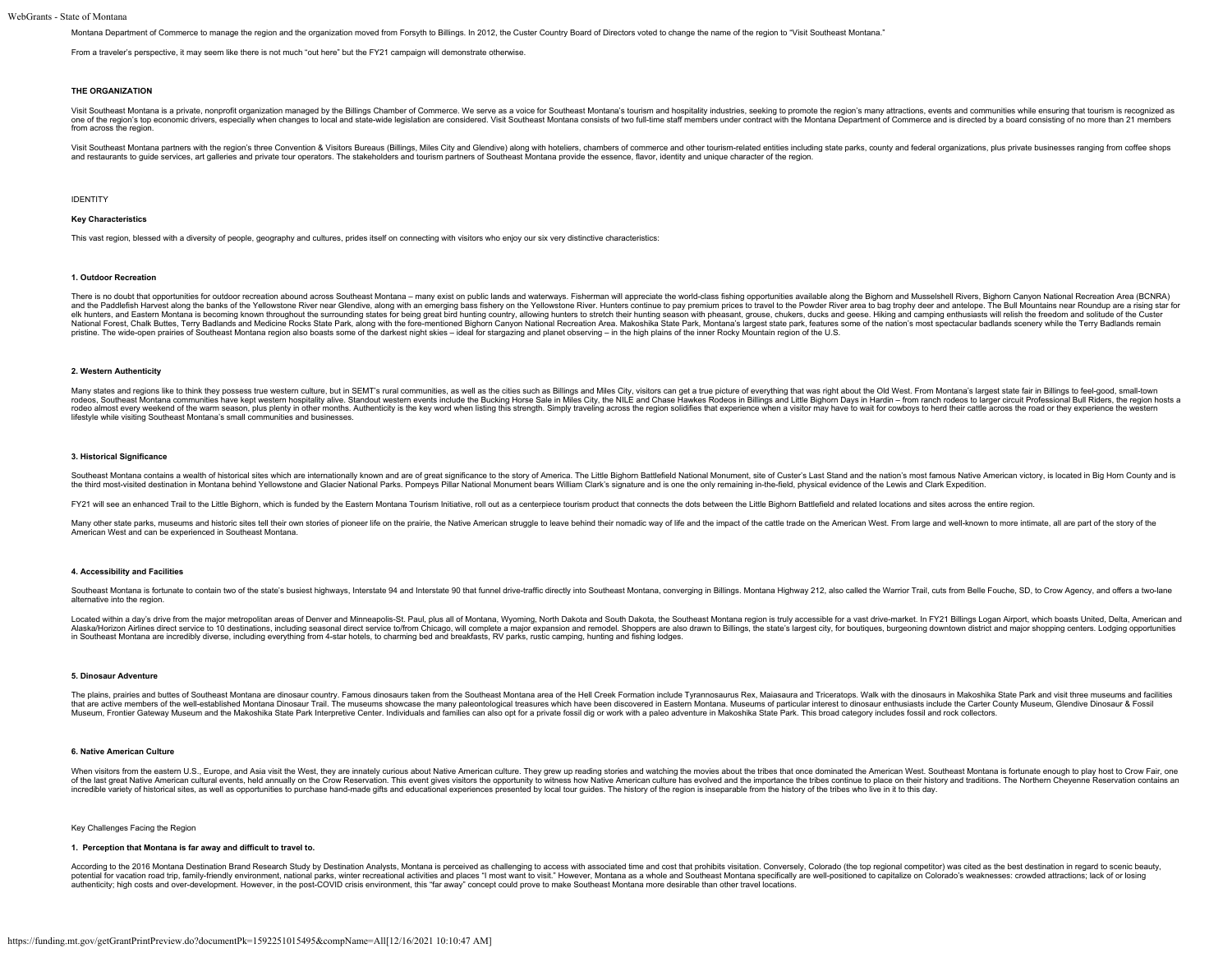Montana Department of Commerce to manage the region and the organization moved from Forsyth to Billings. In 2012, the Custer Country Board of Directors voted to change the name of the region to "Visit Southeast Montana."

From a traveler's perspective, it may seem like there is not much "out here" but the FY21 campaign will demonstrate otherwise.

## THE ORGANIZATION

Visit Southeast Montana is a private, nonprofit organization managed by the Billings Chamber of Commerce. We serve as a voice for Southeast Montana's tourism and hospitality industries, seeking to promote the region's many attractions, events and communities while ensuring that tourism is recognized as one of the region's top economic drivers, especially when changes to local and state-wide legislation are considered. Visit Southeast Montana consists of two full-time staff members under contract with the Montana Department of Commerce and is directed by a board consisting of no more than 21 members from across the region.

Visit Southeast Montana partners with the region's three Convention & Visitors Bureaus (Billings, Miles City and Glendive) along with hoteliers, chambers of commerce and other tourism-related entities including state parks, county and federal organizations, plus private businesses ranging from coffee shops and restaurants to guide services, art galleries and private tour operators. The stakeholders and tourism partners of Southeast Montana provide the essence, flavor, identity and unique character of the region.

## IDENTITY

### Key Characteristics

This vast region, blessed with a diversity of people, geography and cultures, prides itself on connecting with visitors who enjoy our six very distinctive characteristics:

#### 1. Outdoor Recreation

There is no doubt that opportunities for outdoor recreation abound across Southeast Montana – many exist on public lands and waterways. Fisherman will appreciate the world-class fishing opportunities available along the Bighorn and Musselshell Rivers, Bighorn Canyon National Recreation Area (BCNRA) and the Paddlefish Harvest along the banks of the Yellowstone River near Glendive, along with an emerging bass fishery on the Yellowstone River. Hunters continue to pay premium prices to travel to the Powder River area to bag trophy deer and antelope. The Bull Mountains near Roundup are a rising star for elk hunters, and Eastern Montana is becoming known throughout the surrounding states for being great bird hunting country, allowing hunters to stretch their hunting season with pheasant, grouse, chukers, ducks and geese. Hiking and camping enthusiasts will relish the freedom and solitude of the Custer National Forest, Chalk Buttes, Terry Badlands and Medicine Rocks State Park, along with the fore-mentioned Bighorn Canyon National Recreation Area. Makoshika State Park, Montana's largest state park, features some of the nation's most spectacular badlands scenery while the Terry Badlands remain pristine. The wide-open prairies of Southeast Montana region also boasts some of the darkest night skies – ideal for stargazing and planet observing – in the high plains of the inner Rocky Mountain region of the U.S.

#### 2. Western Authenticity

Many states and regions like to think they possess true western culture, but in SEMT's rural communities, as well as the cities such as Billings and Miles City, visitors can get a true picture of everything that was right about the Old West. From Montana's largest state fair in Billings to feel-good, small-town rodeos, Southeast Montana communities have kept western hospitality alive. Standout western events include the Bucking Horse Sale in Miles City, the NILE and Chase Hawkes Rodeos in Billings and Little Bighorn Days in Hardin – from ranch rodeos to larger circuit Professional Bull Riders, the region hosts a rodeo almost every weekend of the warm season, plus plenty in other months. Authenticity is the key word when listing this strength. Simply traveling across the region solidifies that experience when a visitor may have to wait for cowboys to herd their cattle across the road or they experience the western lifestyle while visiting Southeast Montana's small communities and businesses.

#### 3. Historical Significance

Southeast Montana contains a wealth of historical sites which are internationally known and are of great significance to the story of America. The Little Bighorn Battlefield National Monument, site of Custer's Last Stand and the nation's most famous Native American victory, is located in Big Horn County and is the third most-visited destination in Montana behind Yellowstone and Glacier National Parks. Pompeys Pillar National Monument bears William Clark's signature and is one the only remaining in-the-field, physical evidence of the Lewis and Clark Expedition.

FY21 will see an enhanced Trail to the Little Bighorn, which is funded by the Eastern Montana Tourism Initiative, roll out as a centerpiece tourism product that connects the dots between the Little Bighorn Battlefield and related locations and sites across the entire region.

Many other state parks, museums and historic sites tell their own stories of pioneer life on the prairie, the Native American struggle to leave behind their nomadic way of life and the impact of the cattle trade on the American West. From large and well-known to more intimate, all are part of the story of the American West and can be experienced in Southeast Montana.

#### 4. Accessibility and Facilities

Southeast Montana is fortunate to contain two of the state's busiest highways, Interstate 94 and Interstate 90 that funnel drive-traffic directly into Southeast Montana, converging in Billings. Montana Highway 212, also called the Warrior Trail, cuts from Belle Fouche, SD, to Crow Agency, and offers a two-lane alternative into the region.

Located within a day's drive from the major metropolitan areas of Denver and Minneapolis-St. Paul, plus all of Montana, Wyoming, North Dakota and South Dakota, the Southeast Montana region is truly accessible for a vast drive-market. In FY21 Billings Logan Airport, which boasts United, Delta, American and Alaska/Horizon Airlines direct service to 10 destinations, including seasonal direct service to/from Chicago, will complete a major expansion and remodel. Shoppers are also drawn to Billings, the state's largest city, for boutiques, burgeoning downtown district and major shopping centers. Lodging opportunities in Southeast Montana are incredibly diverse, including everything from 4-star hotels, to charming bed and breakfasts, RV parks, rustic camping, hunting and fishing lodges.

#### 5. Dinosaur Adventure

The plains, prairies and buttes of Southeast Montana are dinosaur country. Famous dinosaurs taken from the Southeast Montana area of the Hell Creek Formation include Tyrannosaurus Rex, Maiasaura and Triceratops. Walk with the dinosaurs in Makoshika State Park and visit three museums and facilities that are active members of the well-established Montana Dinosaur Trail. The museums showcase the many paleontological treasures which have been discovered in Eastern Montana. Museums of particular interest to dinosaur enthusiasts include the Carter County Museum, Glendive Dinosaur & Fossil Museum, Frontier Gateway Museum and the Makoshika State Park Interpretive Center. Individuals and families can also opt for a private fossil dig or work with a paleo adventure in Makoshika State Park. This broad category includes fossil and rock collectors.

#### 6. Native American Culture

When visitors from the eastern U.S., Europe, and Asia visit the West, they are innately curious about Native American culture. They grew up reading stories and watching the movies about the tribes that once dominated the American West. Southeast Montana is fortunate enough to play host to Crow Fair, one of the last great Native American cultural events, held annually on the Crow Reservation. This event gives visitors the opportunity to witness how Native American culture has evolved and the importance the tribes continue to place on their history and traditions. The Northern Cheyenne Reservation contains an incredible variety of historical sites, as well as opportunities to purchase hand-made gifts and educational experiences presented by local tour guides. The history of the region is inseparable from the history of the tribes who live in it to this day.

### Key Challenges Facing the Region

#### 1. Perception that Montana is far away and difficult to travel to.

According to the 2016 Montana Destination Brand Research Study by Destination Analysts, Montana is perceived as challenging to access with associated time and cost that prohibits visitation. Conversely, Colorado (the top regional competitor) was cited as the best destination in regard to scenic beauty, potential for vacation road trip, family-friendly environment, national parks, winter recreational activities and places "I most want to visit." However, Montana as a whole and Southeast Montana specifically are well-positioned to capitalize on Colorado's weaknesses: crowded attractions; lack of or losing authenticity; high costs and over-development. However, in the post-COVID crisis environment, this "far away" concept could prove to make Southeast Montana more desirable than other travel locations.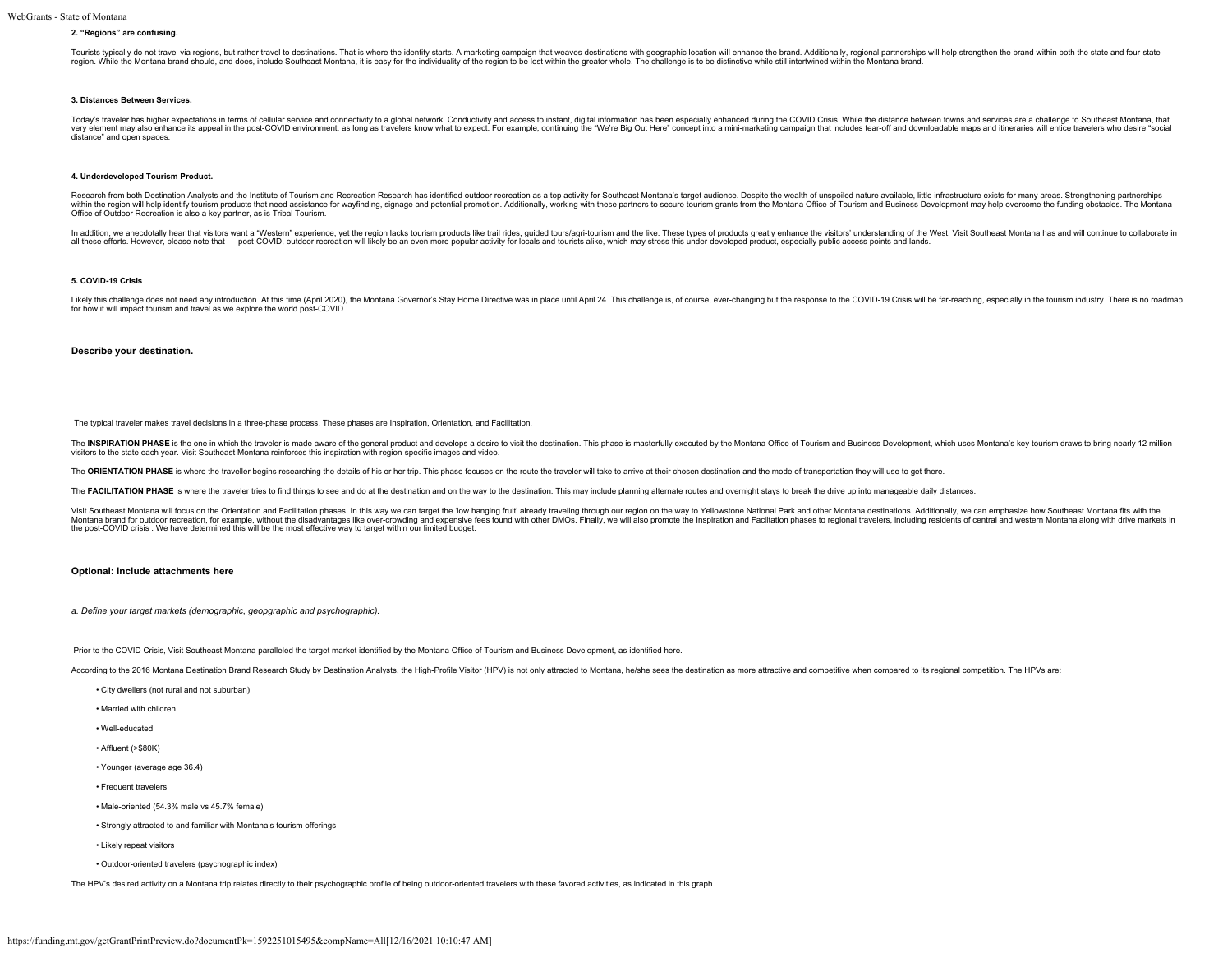**2. "Regions" are confusing.**

Tourists typically do not travel via regions, but rather travel to destinations. That is where the identity starts. A marketing campaign that weaves destinations with geographic location will enhance the brand. Additionally, regional partnerships will help strengthen the brand within both the state and four-state region. While the Montana brand should, and does, include Southeast Montana, it is easy for the individuality of the region to be lost within the greater whole. The challenge is to be distinctive while still intertwined within the Montana brand.

**3. Distances Between Services.**

Today's traveler has higher expectations in terms of cellular service and connectivity to a global network. Conductivity and access to instant, digital information has been especially enhanced during the COVID Crisis. While the distance between towns and services are a challenge to Southeast Montana, that very element may also enhance its appeal in the post-COVID environment, as long as travelers know what to expect. For example, continuing the "We're Big Out Here" concept into a mini-marketing campaign that includes tear-off and downloadable maps and itineraries will entice travelers who desire "social distance" and open spaces.

**4. Underdeveloped Tourism Product.**

Research from both Destination Analysts and the Institute of Tourism and Recreation Research has identified outdoor recreation as a top activity for Southeast Montana's target audience. Despite the wealth of unspoiled nature available, little infrastructure exists for many areas. Strengthening partnerships within the region will help identify tourism products that need assistance for wayfinding, signage and potential promotion. Additionally, working with these partners to secure tourism grants from the Montana Office of Tourism and Business Development may help overcome the funding obstacles. The Montana Office of Outdoor Recreation is also a key partner, as is Tribal Tourism.

In addition, we anecdotally hear that visitors want a "Western" experience, yet the region lacks tourism products like trail rides, guided tours/agri-tourism and the like. These types of products greatly enhance the visitors' understanding of the West. Visit Southeast Montana has and will continue to collaborate in all these efforts. However, please note that post-COVID, outdoor recreation will likely be an even more popular activity for locals and tourists alike, which may stress this under-developed product, especially public access points and lands.

**5. COVID-19 Crisis**

Likely this challenge does not need any introduction. At this time (April 2020), the Montana Governor's Stay Home Directive was in place until April 24. This challenge is, of course, ever-changing but the response to the COVID-19 Crisis will be far-reaching, especially in the tourism industry. There is no roadmap for how it will impact tourism and travel as we explore the world post-COVID.

### Describe your destination.

The typical traveler makes travel decisions in a three-phase process. These phases are Inspiration, Orientation, and Facilitation.

The **INSPIRATION PHASE** is the one in which the traveler is made aware of the general product and develops a desire to visit the destination. This phase is masterfully executed by the Montana Office of Tourism and Business Development, which uses Montana's key tourism draws to bring nearly 12 million visitors to the state each year. Visit Southeast Montana reinforces this inspiration with region-specific images and video.

The **ORIENTATION PHASE** is where the traveller begins researching the details of his or her trip. This phase focuses on the route the traveler will take to arrive at their chosen destination and the mode of transportation they will use to get there.

The **FACILITATION PHASE** is where the traveler tries to find things to see and do at the destination and on the way to the destination. This may include planning alternate routes and overnight stays to break the drive up into manageable daily distances.

Visit Southeast Montana will focus on the Orientation and Facilitation phases. In this way we can target the 'low hanging fruit' already traveling through our region on the way to Yellowstone National Park and other Montana destinations. Additionally, we can emphasize how Southeast Montana fits with the Montana brand for outdoor recreation, for example, without the disadvantages like over-crowding and expensive fees found with other DMOs. Finally, we will also promote the Inspiration and Faciltation phases to regional travelers, including residents of central and western Montana along with drive markets in the post-COVID crisis . We have determined this will be the most effective way to target within our limited budget.

### Optional: Include attachments here

*a. Define your target markets (demographic, geopgraphic and psychographic).*

Prior to the COVID Crisis, Visit Southeast Montana paralleled the target market identified by the Montana Office of Tourism and Business Development, as identified here.

According to the 2016 Montana Destination Brand Research Study by Destination Analysts, the High-Profile Visitor (HPV) is not only attracted to Montana, he/she sees the destination as more attractive and competitive when compared to its regional competition. The HPVs are:

- City dwellers (not rural and not suburban)
- Married with children
- Well-educated
- Affluent (>$80K)
- Younger (average age 36.4)
- Frequent travelers
- Male-oriented (54.3% male vs 45.7% female)
- Strongly attracted to and familiar with Montana's tourism offerings
- Likely repeat visitors
- Outdoor-oriented travelers (psychographic index)

The HPV's desired activity on a Montana trip relates directly to their psychographic profile of being outdoor-oriented travelers with these favored activities, as indicated in this graph.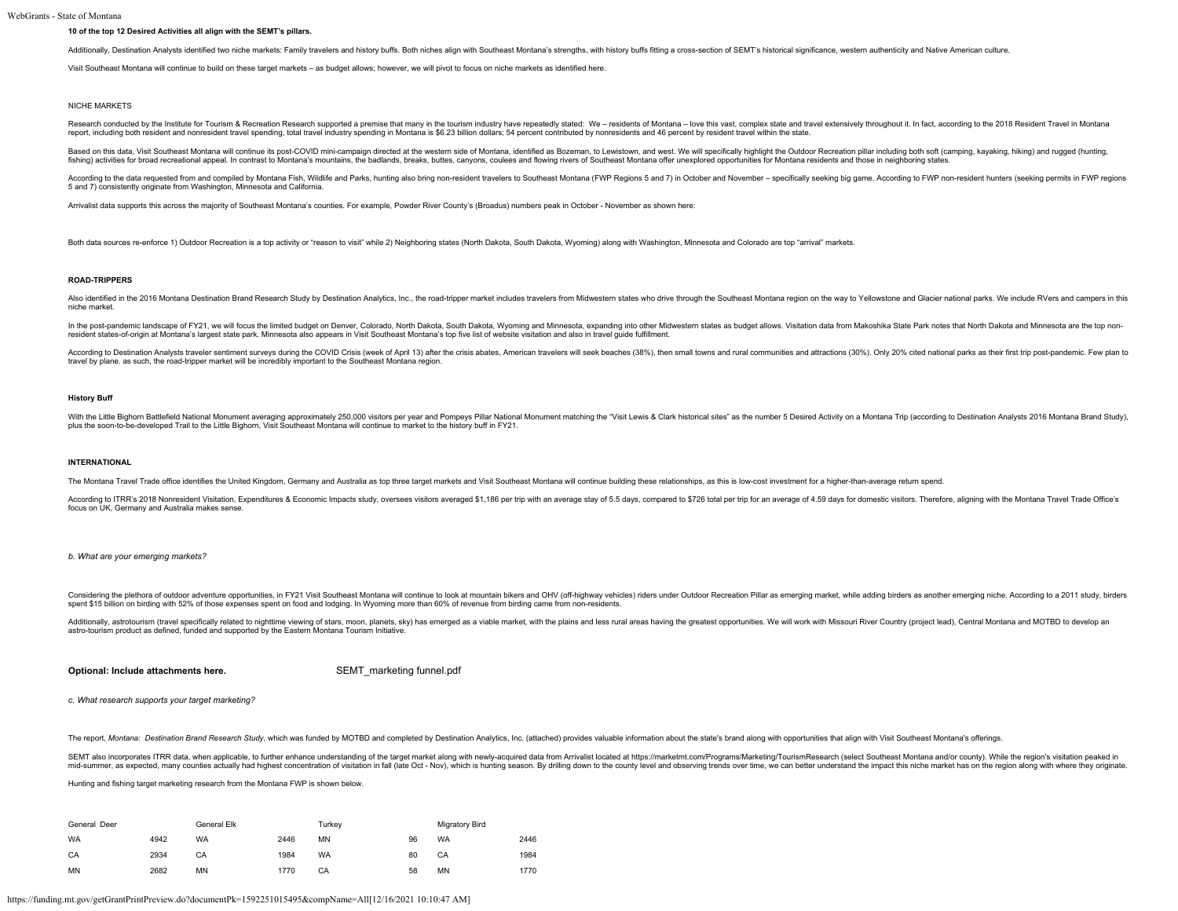**10 of the top 12 Desired Activities all align with the SEMT's pillars.**

Additionally, Destination Analysts identified two niche markets: Family travelers and history buffs. Both niches align with Southeast Montana's strengths, with history buffs fitting a cross-section of SEMT's historical significance, western authenticity and Native American culture.

Visit Southeast Montana will continue to build on these target markets – as budget allows; however, we will pivot to focus on niche markets as identified here.

NICHE MARKETS

Research conducted by the Institute for Tourism & Recreation Research supported a premise that many in the tourism industry have repeatedly stated: We – residents of Montana – love this vast, complex state and travel extensively throughout it. In fact, according to the 2018 Resident Travel in Montana report, including both resident and nonresident travel spending, total travel industry spending in Montana is $6.23 billion dollars; 54 percent contributed by nonresidents and 46 percent by resident travel within the state.

Based on this data, Visit Southeast Montana will continue its post-COVID mini-campaign directed at the western side of Montana, identified as Bozeman, to Lewistown, and west. We will specifically highlight the Outdoor Recreation pillar including both soft (camping, kayaking, hiking) and rugged (hunting, fishing) activities for broad recreational appeal. In contrast to Montana's mountains, the badlands, breaks, buttes, canyons, coulees and flowing rivers of Southeast Montana offer unexplored opportunities for Montana residents and those in neighboring states.

According to the data requested from and compiled by Montana Fish, Wildlife and Parks, hunting also bring non-resident travelers to Southeast Montana (FWP Regions 5 and 7) in October and November – specifically seeking big game. According to FWP non-resident hunters (seeking permits in FWP regions 5 and 7) consistently originate from Washington, Minnesota and California.

Arrivalist data supports this across the majority of Southeast Montana's counties. For example, Powder River County's (Broadus) numbers peak in October - November as shown here:

Both data sources re-enforce 1) Outdoor Recreation is a top activity or "reason to visit" while 2) Neighboring states (North Dakota, South Dakota, Wyoming) along with Washington, Minnesota and Colorado are top "arrival" markets.

**ROAD-TRIPPERS**

Also identified in the 2016 Montana Destination Brand Research Study by Destination Analytics, Inc., the road-tripper market includes travelers from Midwestern states who drive through the Southeast Montana region on the way to Yellowstone and Glacier national parks. We include RVers and campers in this niche market.

In the post-pandemic landscape of FY21, we will focus the limited budget on Denver, Colorado, North Dakota, South Dakota, Wyoming and Minnesota, expanding into other Midwestern states as budget allows. Visitation data from Makoshika State Park notes that North Dakota and Minnesota are the top non-resident states-of-origin at Montana's largest state park. Minnesota also appears in Visit Southeast Montana's top five list of website visitation and also in travel guide fulfillment.

According to Destination Analysts traveler sentiment surveys during the COVID Crisis (week of April 13) after the crisis abates, American travelers will seek beaches (38%), then small towns and rural communities and attractions (30%). Only 20% cited national parks as their first trip post-pandemic. Few plan to travel by plane. as such, the road-tripper market will be incredibly important to the Southeast Montana region.

**History Buff**

With the Little Bighorn Battlefield National Monument averaging approximately 250,000 visitors per year and Pompeys Pillar National Monument matching the "Visit Lewis & Clark historical sites" as the number 5 Desired Activity on a Montana Trip (according to Destination Analysts 2016 Montana Brand Study), plus the soon-to-be-developed Trail to the Little Bighorn, Visit Southeast Montana will continue to market to the history buff in FY21.

**INTERNATIONAL**

The Montana Travel Trade office identifies the United Kingdom, Germany and Australia as top three target markets and Visit Southeast Montana will continue building these relationships, as this is low-cost investment for a higher-than-average return spend.

According to ITRR's 2018 Nonresident Visitation, Expenditures & Economic Impacts study, oversees visitors averaged $1,186 per trip with an average stay of 5.5 days, compared to $726 total per trip for an average of 4.59 days for domestic visitors. Therefore, aligning with the Montana Travel Trade Office's focus on UK, Germany and Australia makes sense.

*b. What are your emerging markets?*

Considering the plethora of outdoor adventure opportunities, in FY21 Visit Southeast Montana will continue to look at mountain bikers and OHV (off-highway vehicles) riders under Outdoor Recreation Pillar as emerging market, while adding birders as another emerging niche. According to a 2011 study, birders spent $15 billion on birding with 52% of those expenses spent on food and lodging. In Wyoming more than 60% of revenue from birding came from non-residents.

Additionally, astrotourism (travel specifically related to nighttime viewing of stars, moon, planets, sky) has emerged as a viable market, with the plains and less rural areas having the greatest opportunities. We will work with Missouri River Country (project lead), Central Montana and MOTBD to develop an astro-tourism product as defined, funded and supported by the Eastern Montana Tourism Initiative.

**Optional: Include attachments here.** SEMT_marketing funnel.pdf

*c. What research supports your target marketing?*

The report, *Montana: Destination Brand Research Study*, which was funded by MOTBD and completed by Destination Analytics, Inc. (attached) provides valuable information about the state's brand along with opportunities that align with Visit Southeast Montana's offerings.

SEMT also incorporates ITRR data, when applicable, to further enhance understanding of the target market along with newly-acquired data from Arrivalist located at https://marketmt.com/Programs/Marketing/TourismResearch (select Southeast Montana and/or county). While the region's visitation peaked in mid-summer, as expected, many counties actually had highest concentration of visitation in fall (late Oct - Nov), which is hunting season. By drilling down to the county level and observing trends over time, we can better understand the impact this niche market has on the region along with where they originate.

Hunting and fishing target marketing research from the Montana FWP is shown below.

| General Deer | | General Elk | | Turkey | | Migratory Bird | |
|---|---|---|---|---|---|---|---|
| WA | 4942 | WA | 2446 | MN | 96 | WA | 2446 |
| CA | 2934 | CA | 1984 | WA | 80 | CA | 1984 |
| MN | 2682 | MN | 1770 | CA | 58 | MN | 1770 |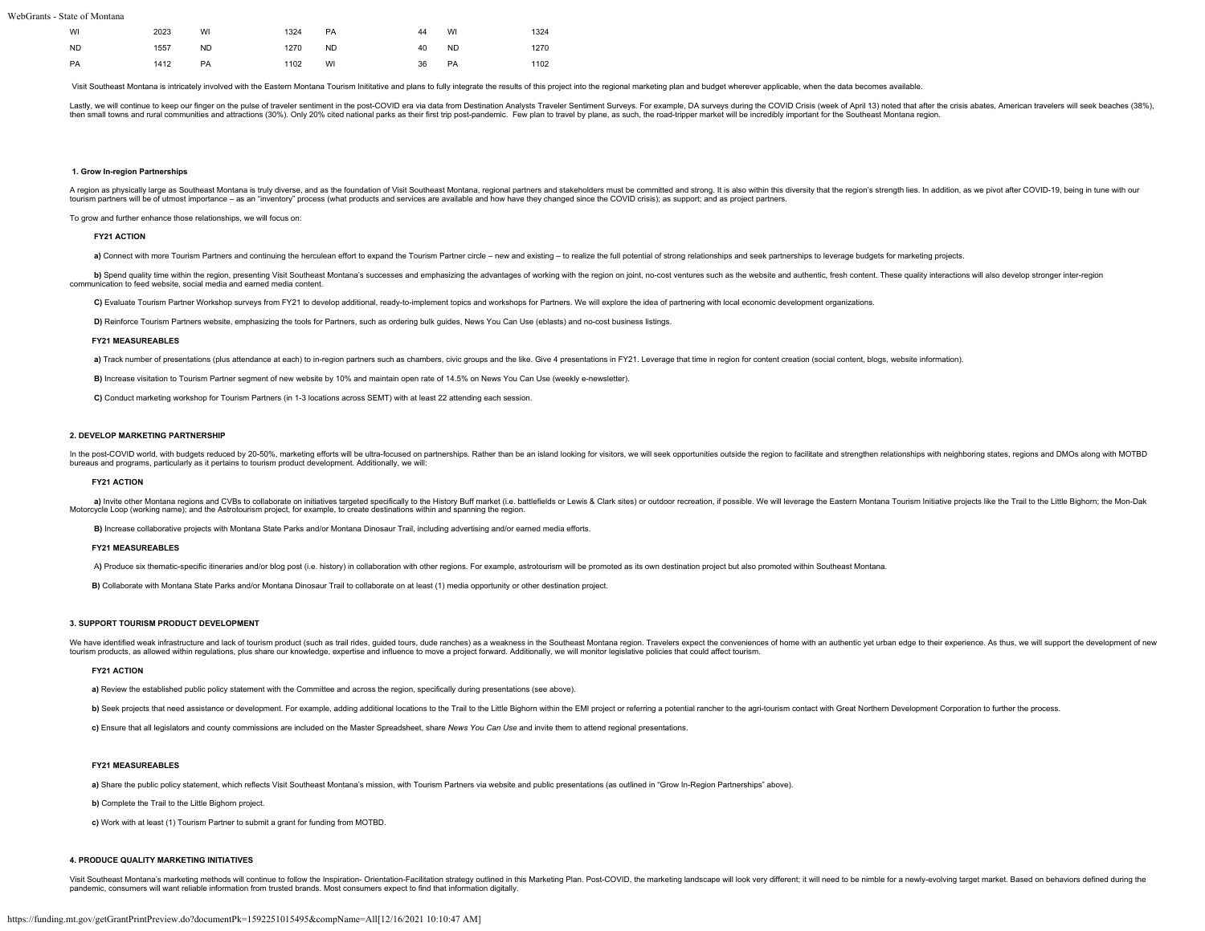| WI | 2023 | WI | 1324 | PA | 44 | WI | 1324 |
|---|---|---|---|---|---|---|---|
| ND | 1557 | ND | 1270 | ND | 40 | ND | 1270 |
| PA | 1412 | PA | 1102 | WI | 36 | PA | 1102 |

Visit Southeast Montana is intricately involved with the Eastern Montana Tourism Inititative and plans to fully integrate the results of this project into the regional marketing plan and budget wherever applicable, when the data becomes available.

Lastly, we will continue to keep our finger on the pulse of traveler sentiment in the post-COVID era via data from Destination Analysts Traveler Sentiment Surveys. For example, DA surveys during the COVID Crisis (week of April 13) noted that after the crisis abates, American travelers will seek beaches (38%), then small towns and rural communities and attractions (30%). Only 20% cited national parks as their first trip post-pandemic. Few plan to travel by plane, as such, the road-tripper market will be incredibly important for the Southeast Montana region.

**1. Grow In-region Partnerships**

A region as physically large as Southeast Montana is truly diverse, and as the foundation of Visit Southeast Montana, regional partners and stakeholders must be committed and strong. It is also within this diversity that the region's strength lies. In addition, as we pivot after COVID-19, being in tune with our tourism partners will be of utmost importance – as an "inventory" process (what products and services are available and how have they changed since the COVID crisis); as support; and as project partners.

To grow and further enhance those relationships, we will focus on:

**FY21 ACTION**

**a)** Connect with more Tourism Partners and continuing the herculean effort to expand the Tourism Partner circle – new and existing – to realize the full potential of strong relationships and seek partnerships to leverage budgets for marketing projects.

**b)** Spend quality time within the region, presenting Visit Southeast Montana's successes and emphasizing the advantages of working with the region on joint, no-cost ventures such as the website and authentic, fresh content. These quality interactions will also develop stronger inter-region communication to feed website, social media and earned media content.

**C)** Evaluate Tourism Partner Workshop surveys from FY21 to develop additional, ready-to-implement topics and workshops for Partners. We will explore the idea of partnering with local economic development organizations.

**D)** Reinforce Tourism Partners website, emphasizing the tools for Partners, such as ordering bulk guides, News You Can Use (eblasts) and no-cost business listings.

**FY21 MEASUREABLES**

**a)** Track number of presentations (plus attendance at each) to in-region partners such as chambers, civic groups and the like. Give 4 presentations in FY21. Leverage that time in region for content creation (social content, blogs, website information).

**B)** Increase visitation to Tourism Partner segment of new website by 10% and maintain open rate of 14.5% on News You Can Use (weekly e-newsletter).

**C)** Conduct marketing workshop for Tourism Partners (in 1-3 locations across SEMT) with at least 22 attending each session.

**2. DEVELOP MARKETING PARTNERSHIP**

In the post-COVID world, with budgets reduced by 20-50%, marketing efforts will be ultra-focused on partnerships. Rather than be an island looking for visitors, we will seek opportunities outside the region to facilitate and strengthen relationships with neighboring states, regions and DMOs along with MOTBD bureaus and programs, particularly as it pertains to tourism product development. Additionally, we will:

**FY21 ACTION**

**a)** Invite other Montana regions and CVBs to collaborate on initiatives targeted specifically to the History Buff market (i.e. battlefields or Lewis & Clark sites) or outdoor recreation, if possible. We will leverage the Eastern Montana Tourism Initiative projects like the Trail to the Little Bighorn; the Mon-Dak Motorcycle Loop (working name); and the Astrotourism project, for example, to create destinations within and spanning the region.

**B)** Increase collaborative projects with Montana State Parks and/or Montana Dinosaur Trail, including advertising and/or earned media efforts.

**FY21 MEASUREABLES**

A) Produce six thematic-specific itineraries and/or blog post (i.e. history) in collaboration with other regions. For example, astrotourism will be promoted as its own destination project but also promoted within Southeast Montana.

**B)** Collaborate with Montana State Parks and/or Montana Dinosaur Trail to collaborate on at least (1) media opportunity or other destination project.

**3. SUPPORT TOURISM PRODUCT DEVELOPMENT**

We have identified weak infrastructure and lack of tourism product (such as trail rides, guided tours, dude ranches) as a weakness in the Southeast Montana region. Travelers expect the conveniences of home with an authentic yet urban edge to their experience. As thus, we will support the development of new tourism products, as allowed within regulations, plus share our knowledge, expertise and influence to move a project forward. Additionally, we will monitor legislative policies that could affect tourism.

**FY21 ACTION**

**a)** Review the established public policy statement with the Committee and across the region, specifically during presentations (see above).

**b)** Seek projects that need assistance or development. For example, adding additional locations to the Trail to the Little Bighorn within the EMI project or referring a potential rancher to the agri-tourism contact with Great Northern Development Corporation to further the process.

**c)** Ensure that all legislators and county commissions are included on the Master Spreadsheet, share *News You Can Use* and invite them to attend regional presentations.

**FY21 MEASUREABLES**

**a)** Share the public policy statement, which reflects Visit Southeast Montana's mission, with Tourism Partners via website and public presentations (as outlined in "Grow In-Region Partnerships" above).

**b)** Complete the Trail to the Little Bighorn project.

**c)** Work with at least (1) Tourism Partner to submit a grant for funding from MOTBD.

**4. PRODUCE QUALITY MARKETING INITIATIVES**

Visit Southeast Montana's marketing methods will continue to follow the Inspiration- Orientation-Facilitation strategy outlined in this Marketing Plan. Post-COVID, the marketing landscape will look very different; it will need to be nimble for a newly-evolving target market. Based on behaviors defined during the pandemic, consumers will want reliable information from trusted brands. Most consumers expect to find that information digitally.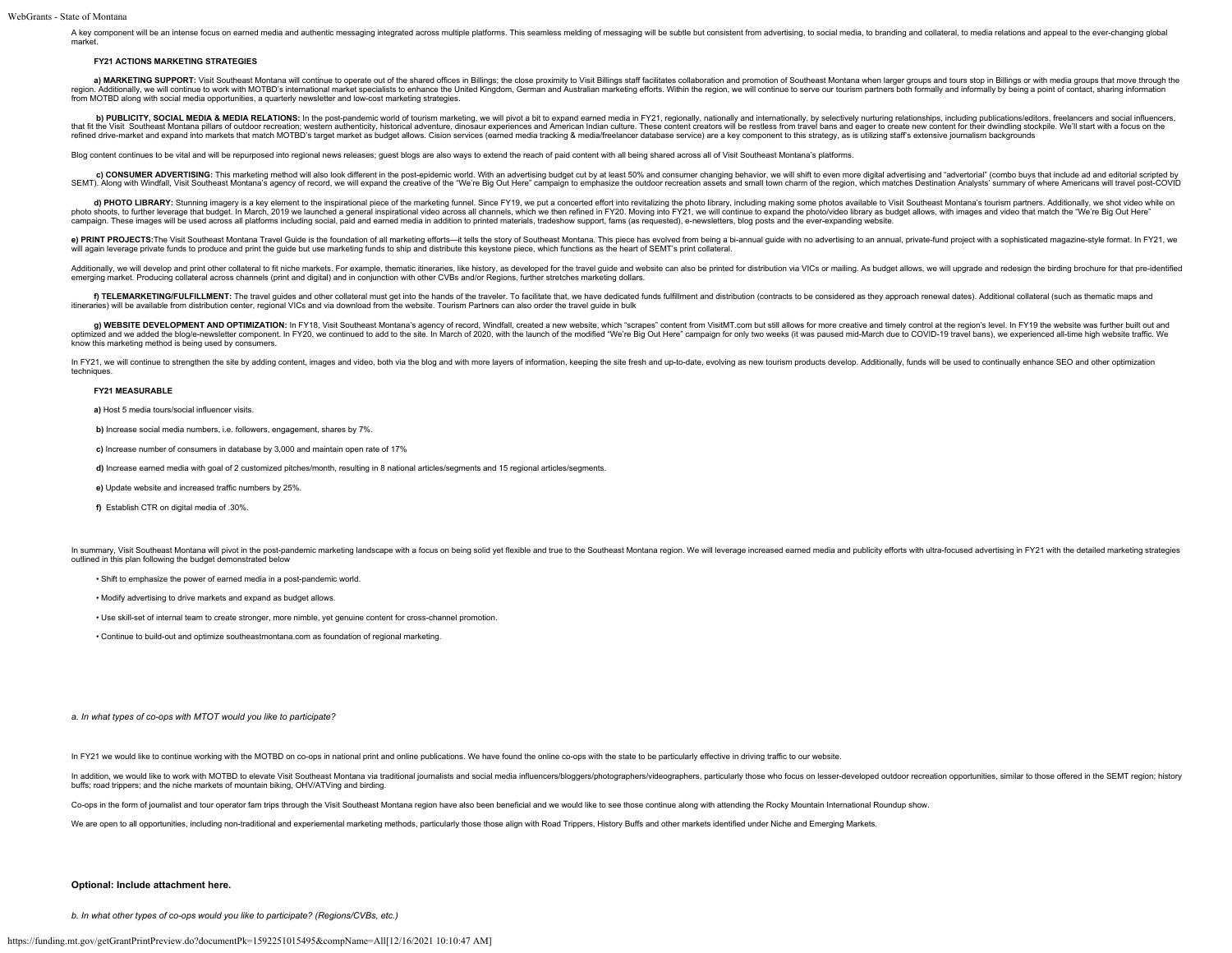A key component will be an intense focus on earned media and authentic messaging integrated across multiple platforms. This seamless melding of messaging will be subtle but consistent from advertising, to social media, to branding and collateral, to media relations and appeal to the ever-changing global market.

**FY21 ACTIONS MARKETING STRATEGIES**

**a) MARKETING SUPPORT:** Visit Southeast Montana will continue to operate out of the shared offices in Billings; the close proximity to Visit Billings staff facilitates collaboration and promotion of Southeast Montana when larger groups and tours stop in Billings or with media groups that move through the region. Additionally, we will continue to work with MOTBD's international market specialists to enhance the United Kingdom, German and Australian marketing efforts. Within the region, we will continue to serve our tourism partners both formally and informally by being a point of contact, sharing information from MOTBD along with social media opportunities, a quarterly newsletter and low-cost marketing strategies.

**b) PUBLICITY, SOCIAL MEDIA & MEDIA RELATIONS:** In the post-pandemic world of tourism marketing, we will pivot a bit to expand earned media in FY21, regionally, nationally and internationally, by selectively nurturing relationships, including publications/editors, freelancers and social influencers, that fit the Visit Southeast Montana pillars of outdoor recreation; western authenticity, historical adventure, dinosaur experiences and American Indian culture. These content creators will be restless from travel bans and eager to create new content for their dwindling stockpile. We'll start with a focus on the refined drive-market and expand into markets that match MOTBD's target market as budget allows. Cision services (earned media tracking & media/freelancer database service) are a key component to this strategy, as is utilizing staff's extensive journalism backgrounds

Blog content continues to be vital and will be repurposed into regional news releases; guest blogs are also ways to extend the reach of paid content with all being shared across all of Visit Southeast Montana's platforms.

**c) CONSUMER ADVERTISING:** This marketing method will also look different in the post-epidemic world. With an advertising budget cut by at least 50% and consumer changing behavior, we will shift to even more digital advertising and "advertorial" (combo buys that include ad and editorial scripted by SEMT). Along with Windfall, Visit Southeast Montana's agency of record, we will expand the creative of the "We're Big Out Here" campaign to emphasize the outdoor recreation assets and small town charm of the region, which matches Destination Analysts' summary of where Americans will travel post-COVID

**d) PHOTO LIBRARY:** Stunning imagery is a key element to the inspirational piece of the marketing funnel. Since FY19, we put a concerted effort into revitalizing the photo library, including making some photos available to Visit Southeast Montana's tourism partners. Additionally, we shot video while on photo shoots, to further leverage that budget. In March, 2019 we launched a general inspirational video across all channels, which we then refined in FY20. Moving into FY21, we will continue to expand the photo/video library as budget allows, with images and video that match the "We're Big Out Here" campaign. These images will be used across all platforms including social, paid and earned media in addition to printed materials, tradeshow support, fams (as requested), e-newsletters, blog posts and the ever-expanding website.

**e) PRINT PROJECTS:** The Visit Southeast Montana Travel Guide is the foundation of all marketing efforts—it tells the story of Southeast Montana. This piece has evolved from being a bi-annual guide with no advertising to an annual, private-fund project with a sophisticated magazine-style format. In FY21, we will again leverage private funds to produce and print the guide but use marketing funds to ship and distribute this keystone piece, which functions as the heart of SEMT's print collateral.

Additionally, we will develop and print other collateral to fit niche markets. For example, thematic itineraries, like history, as developed for the travel guide and website can also be printed for distribution via VICs or mailing. As budget allows, we will upgrade and redesign the birding brochure for that pre-identified emerging market. Producing collateral across channels (print and digital) and in conjunction with other CVBs and/or Regions, further stretches marketing dollars.

**f) TELEMARKETING/FULFILLMENT:** The travel guides and other collateral must get into the hands of the traveler. To facilitate that, we have dedicated funds fulfillment and distribution (contracts to be considered as they approach renewal dates). Additional collateral (such as thematic maps and itineraries) will be available from distribution center, regional VICs and via download from the website. Tourism Partners can also order the travel guide in bulk

**g) WEBSITE DEVELOPMENT AND OPTIMIZATION:** In FY18, Visit Southeast Montana's agency of record, Windfall, created a new website, which "scrapes" content from VisitMT.com but still allows for more creative and timely control at the region's level. In FY19 the website was further built out and optimized and we added the blog/e-newsletter component. In FY20, we continued to add to the site. In March of 2020, with the launch of the modified "We're Big Out Here" campaign for only two weeks (it was paused mid-March due to COVID-19 travel bans), we experienced all-time high website traffic. We know this marketing method is being used by consumers.

In FY21, we will continue to strengthen the site by adding content, images and video, both via the blog and with more layers of information, keeping the site fresh and up-to-date, evolving as new tourism products develop. Additionally, funds will be used to continually enhance SEO and other optimization techniques.

**FY21 MEASURABLE**

**a)** Host 5 media tours/social influencer visits.

**b)** Increase social media numbers, i.e. followers, engagement, shares by 7%.

**c)** Increase number of consumers in database by 3,000 and maintain open rate of 17%

**d)** Increase earned media with goal of 2 customized pitches/month, resulting in 8 national articles/segments and 15 regional articles/segments.

**e)** Update website and increased traffic numbers by 25%.

**f)** Establish CTR on digital media of .30%.

In summary, Visit Southeast Montana will pivot in the post-pandemic marketing landscape with a focus on being solid yet flexible and true to the Southeast Montana region. We will leverage increased earned media and publicity efforts with ultra-focused advertising in FY21 with the detailed marketing strategies outlined in this plan following the budget demonstrated below

- Shift to emphasize the power of earned media in a post-pandemic world.
- Modify advertising to drive markets and expand as budget allows.
- Use skill-set of internal team to create stronger, more nimble, yet genuine content for cross-channel promotion.
- Continue to build-out and optimize southeastmontana.com as foundation of regional marketing.

*a. In what types of co-ops with MTOT would you like to participate?*

In FY21 we would like to continue working with the MOTBD on co-ops in national print and online publications. We have found the online co-ops with the state to be particularly effective in driving traffic to our website.

In addition, we would like to work with MOTBD to elevate Visit Southeast Montana via traditional journalists and social media influencers/bloggers/photographers/videographers, particularly those who focus on lesser-developed outdoor recreation opportunities, similar to those offered in the SEMT region; history buffs; road trippers; and the niche markets of mountain biking, OHV/ATVing and birding.

Co-ops in the form of journalist and tour operator fam trips through the Visit Southeast Montana region have also been beneficial and we would like to see those continue along with attending the Rocky Mountain International Roundup show.

We are open to all opportunities, including non-traditional and experiemental marketing methods, particularly those those align with Road Trippers, History Buffs and other markets identified under Niche and Emerging Markets.

**Optional: Include attachment here.**

*b. In what other types of co-ops would you like to participate? (Regions/CVBs, etc.)*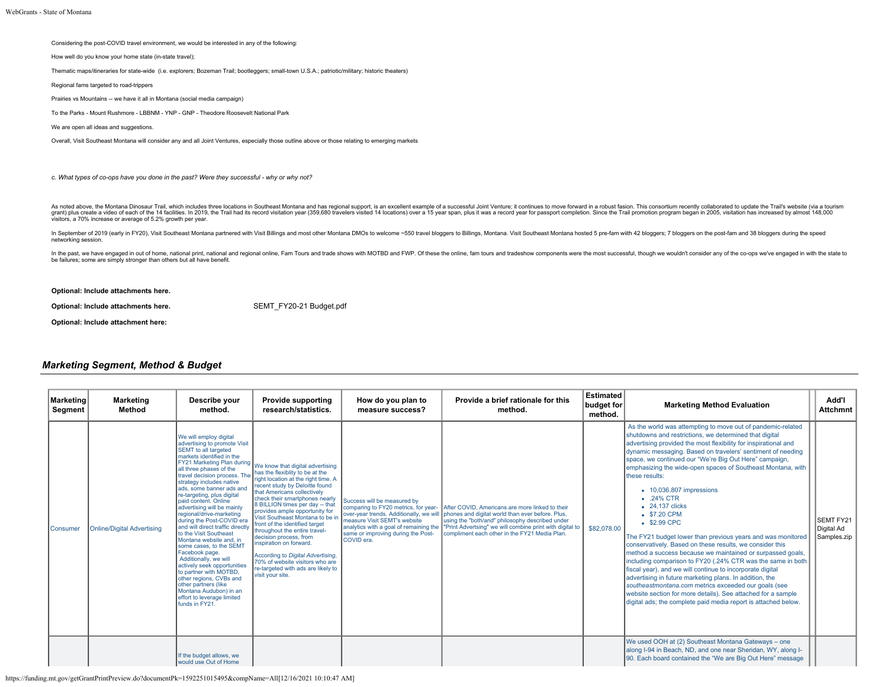Considering the post-COVID travel environment, we would be interested in any of the following:

How well do you know your home state (in-state travel);

Thematic maps/itineraries for state-wide (i.e. explorers; Bozeman Trail; bootleggers; small-town U.S.A.; patriotic/military; historic theaters)

Regional fams targeted to road-trippers

Prairies vs Mountains -- we have it all in Montana (social media campaign)

To the Parks - Mount Rushmore - LBBNM - YNP - GNP - Theodore Roosevelt National Park

We are open all ideas and suggestions.

Overall, Visit Southeast Montana will consider any and all Joint Ventures, especially those outline above or those relating to emerging markets

*c. What types of co-ops have you done in the past? Were they successful - why or why not?*

As noted above, the Montana Dinosaur Trail, which includes three locations in Southeast Montana and has regional support, is an excellent example of a successful Joint Venture; it continues to move forward in a robust fasion. This consortium recently collaborated to update the Trail's website (via a tourism grant) plus create a video of each of the 14 facilities. In 2019, the Trail had its record visitation year (359,680 travelers visited 14 locations) over a 15 year span, plus it was a record year for passport completion. Since the Trail promotion program began in 2005, visitation has increased by almost 148,000 visitors, a 70% increase or average of 5.2% growth per year.

In September of 2019 (early in FY20), Visit Southeast Montana partnered with Visit Billings and most other Montana DMOs to welcome ~550 travel bloggers to Billings, Montana. Visit Southeast Montana hosted 5 pre-fam wiith 42 bloggers; 7 bloggers on the post-fam and 38 bloggers during the speed networking session.

In the past, we have engaged in out of home, national print, national and regional online, Fam Tours and trade shows with MOTBD and FWP. Of these the online, fam tours and tradeshow components were the most successful, though we wouldn't consider any of the co-ops we've engaged in with the state to be failures; some are simply stronger than others but all have benefit.

**Optional: Include attachments here.**

**Optional: Include attachments here.** SEMT_FY20-21 Budget.pdf

**Optional: Include attachment here:**

## *Marketing Segment, Method & Budget*

| Marketing Segment | Marketing Method | Describe your method. | Provide supporting research/statistics. | How do you plan to measure success? | Provide a brief rationale for this method. | Estimated budget for method. | Marketing Method Evaluation | Add'l Attchmnt |
|---|---|---|---|---|---|---|---|---|
| Consumer | Online/Digital Advertising | We will employ digital advertising to promote Visit SEMT to all targeted markets identified in the FY21 Marketing Plan during all three phases of the travel decision process. The strategy includes native ads, some banner ads and re-targeting, plus digital paid content. Online advertising will be mainly regional/drive-marketing during the Post-COVID era and will direct traffic directly to the Visit Southeast Montana website and, in some cases, to the SEMT Facebook page. Additionally, we will actively seek opportunities to partner with MOTBD, other regions, CVBs and other partners (like Montana Audubon) in an effort to leverage limited funds in FY21. | We know that digital advertising has the flexiblity to be at the right location at the right time. A recent study by Deloitte found that Americans collectively check their smartphones nearly 8 BILLION times per day -- that provides ample opportunity for Visit Southeast Montana to be in front of the identified target throughout the entire travel-decision process, from inspiration on forward.<br><br>According to *Digital Advertising*, 70% of website visitors who are re-targeted with ads are likely to visit your site. | Success will be measured by comparing to FY20 metrics, for year-over-year trends. Additionally, we will measure Visit SEMT's website analytics with a goal of remaining the same or improving during the Post-COVID era. | After COVID, Americans are more linked to their phones and digital world than ever before. Plus, using the "both/and" philosophy described under "Print Advertsing" we will combine print with digital to compliment each other in the FY21 Media Plan. | $82,078.00 | As the world was attempting to move out of pandemic-related shutdowns and restrictions, we determined that digital advertising provided the most flexibility for inspirational and dynamic messaging. Based on travelers' sentiment of needing space, we continued our "We're Big Out Here" campaign, emphasizing the wide-open spaces of Southeast Montana, with these results:<br><br>• 10,036,807 impressions<br>• .24% CTR<br>• 24,137 clicks<br>• $7.20 CPM<br>• $2.99 CPC<br><br>The FY21 budget lower than previous years and was monitored conservatively. Based on these results, we consider this method a success because we maintained or surpassed goals, including comparison to FY20 (.24% CTR was the same in both fiscal year), and we will continue to incorporate digital advertising in future marketing plans. In addition, the *southeastmontana.com* metrics exceeded our goals (see website section for more details). See attached for a sample digital ads; the complete paid media report is attached below. | SEMT FY21 Digital Ad Samples.zip |
| | | If the budget allows, we would use Out of Home | | | | | We used OOH at (2) Southeast Montana Gateways – one along I-94 in Beach, ND, and one near Sheridan, WY, along I-90. Each board contained the "We are Big Out Here" message | |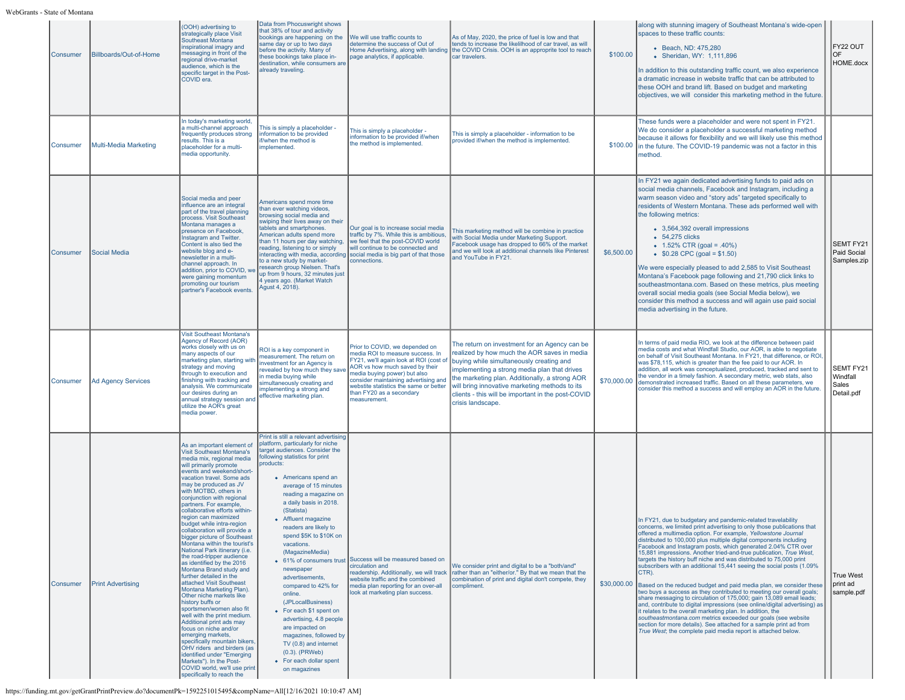| | | | | | | | | |
|---|---|---|---|---|---|---|---|---|
| Consumer | Billboards/Out-of-Home | (OOH) advertising to strategically place Visit Southeast Montana inspirational imagry and messaging in front of the regional drive-market audience, which is the specific target in the Post-COVID era. | Data from Phocuswright shows that 38% of tour and activity bookings are happening on the same day or up to two days before the activity. Many of these bookings take place in-destination, while consumers are already traveling. | We will use traffic counts to determine the success of Out of Home Advertising, along with landing page analytics, if applicable. | As of May, 2020, the price of fuel is low and that tends to increase the likelihood of car travel, as will the COVID Crisis. OOH is an approprite tool to reach car travelers. | $100.00 | along with stunning imagery of Southeast Montana's wide-open spaces to these traffic counts:<br>• Beach, ND: 475,280<br>• Sheridan, WY: 1,111,896<br>In addition to this outstanding traffic count, we also experience a dramatic increase in website traffic that can be attributed to these OOH and brand lift. Based on budget and marketing objectives, we will consider this marketing method in the future. | FY22 OUT OF HOME.docx |
| Consumer | Multi-Media Marketing | In today's marketing world, a multi-channel approach frequently produces strong results. This is a placeholder for a multi-media opportunity. | This is simply a placeholder - information to be provided if/when the method is implemented. | This is simply a placeholder - information to be provided if/when the method is implemented. | This is simply a placeholder - information to be provided if/when the method is implemented. | $100.00 | These funds were a placeholder and were not spent in FY21. We do consider a placeholder a successful marketing method because it allows for flexibility and we will likely use this method in the future. The COVID-19 pandemic was not a factor in this method. | |
| Consumer | Social Media | Social media and peer influence are an integral part of the travel planning process. Visit Southeast Montana manages a presence on Facebook, Instagram and Twitter. Content is also tied the website blog and e-newsletter in a multi-channel approach. In addition, prior to COVID, we were gaining momentum promoting our tourism partner's Facebook events. | Americans spend more time than ever watching videos, browsing social media and swiping their lives away on their tablets and smartphones. American adults spend more than 11 hours per day watching, reading, listening to or simply interacting with media, according to a new study by market-research group Nielsen. That's up from 9 hours, 32 minutes just 4 years ago. (Market Watch Agust 4, 2018). | Our goal is to increase social media traffic by 7%. While this is ambitious, we feel that the post-COVID world will continue to be connected and social media is big part of that those connections. | This marketing method will be combine in practice with Social Media under Marketing Support. Facebook usage has dropped to 66% of the market and we will look at additional channels like Pinterest and YouTube in FY21. | $6,500.00 | In FY21 we again dedicated advertising funds to paid ads on social media channels, Facebook and Instagram, including a warm season video and "story ads" targeted specifically to residents of Western Montana. These ads performed well with the following metrics:<br>• 3,564,392 overall impressions<br>• 54,275 clicks<br>• 1.52% CTR (goal = .40%)<br>• $0.28 CPC (goal = $1.50)<br>We were especially pleased to add 2,585 to Visit Southeast Montana's Facebook page following and 21,790 click links to southeastmontana.com. Based on these metrics, plus meeting overall social media goals (see Social Media below), we consider this method a success and will again use paid social media advertising in the future. | SEMT FY21 Paid Social Samples.zip |
| Consumer | Ad Agency Services | Visit Southeast Montana's Agency of Record (AOR) works closely with us on many aspects of our marketing plan, starting with strategy and moving through to execution and finishing with tracking and analysis. We communicate our desires during an annual strategy session and utilize the AOR's great media power. | ROI is a key component in measurement. The return on investment for an Agency is revealed by how much they save in media buying while simultaneously creating and implementing a strong and effective marketing plan. | Prior to COVID, we depended on media ROI to measure success. In FY21, we'll again look at ROI (cost of AOR vs how much saved by their media buying power) but also consider maintaining advertising and webstite statistics the same or better than FY20 as a secondary measurement. | The return on investment for an Agency can be realized by how much the AOR saves in media buying while simultaneously creating and implementing a strong media plan that drives the marketing plan. Additionally, a strong AOR will bring innovative marketing methods to its clients - this will be important in the post-COVID crisis landscape. | $70,000.00 | In terms of paid media RIO, we look at the difference between paid media costs and what Windfall Studio, our AOR, is able to negotiate on behalf of Visit Southeast Montana. In FY21, that difference, or ROI, was $78,115, which is greater than the fee paid to our AOR. In addition, all work was conceptualized, produced, tracked and sent to the vendor in a timely fashion. A secondary metric, web stats, also demonstrated increased traffic. Based on all these parameters, we consider this method a success and will employ an AOR in the future. | SEMT FY21 Windfall Sales Detail.pdf |
| Consumer | Print Advertising | As an important element of Visit Southeast Montana's media mix, regional media will primarily promote events and weekend/short-vacation travel. Some ads may be produced as JV with MOTBD, others in conjunction with regional partners. For example, collaborative efforts within-region can maximized budget while intra-region collaboration will provide a bigger picture of Southeast Montana within the tourist's National Park itinerary (i.e. the road-tripper audience as identified by the 2016 Montana Brand study and further detailed in the attached Visit Southeast Montana Marketing Plan). Other niche markets like history buffs or sportsmen/women also fit well with the print medium. Additional print ads may focus on niche and/or emerging markets, specifically mountain bikers, OHV riders and birders (as identified under "Emerging Markets"). In the Post-COVID world, we'll use print specifically to reach the | Print is still a relevant advertising platform, particularly for niche target audiences. Consider the following statistics for print products:<br>• Americans spend an average of 15 minutes reading a magazine on a daily basis in 2018. (Statista)<br>• Affluent magazine readers are likely to spend $5K to $10K on vacations. (MagazineMedia)<br>• 61% of consumers trust newspaper advertisements, compared to 42% for online. (JPLocalBusiness)<br>• For each $1 spent on advertising, 4.8 people are impacted on magazines, followed by TV (0.8) and internet (0.3). (PRWeb)<br>• For each dollar spent on magazines | Success will be measured based on circulation and readership. Additionally, we will track website traffic and the combined media plan reporting for an over-all look at marketing plan success. | We consider print and digital to be a "both/and" rather than an "either/or." By that we mean that the combination of print and digital don't compete, they compliment. | $30,000.00 | In FY21, due to budgetary and pandemic-related travelability concerns, we limited print advertising to only those publications that offered a multimedia option. For example, *Yellowstone Journal* distributed to 100,000 plus multiple digital components including Facebook and Instagram posts, which generated 2.04% CTR over 15,881 impressions. Another tried-and-true publication, *True West*, targets the history buff niche and was distributed to 75,000 print subscribers with an additional 15,441 seeing the social posts (1.09% CTR).<br>Based on the reduced budget and paid media plan, we consider these two buys a success as they contributed to meeting our overall goals; share messaging to circulation of 175,000; gain 13,089 email leads; and, contribute to digital impressions (see online/digital advertising) as it relates to the overall marketing plan. In addition, the *southeastmontana.com* metrics exceeded our goals (see website section for more details). See attached for a sample print ad from *True West*; the complete paid media report is attached below. | True West print ad sample.pdf |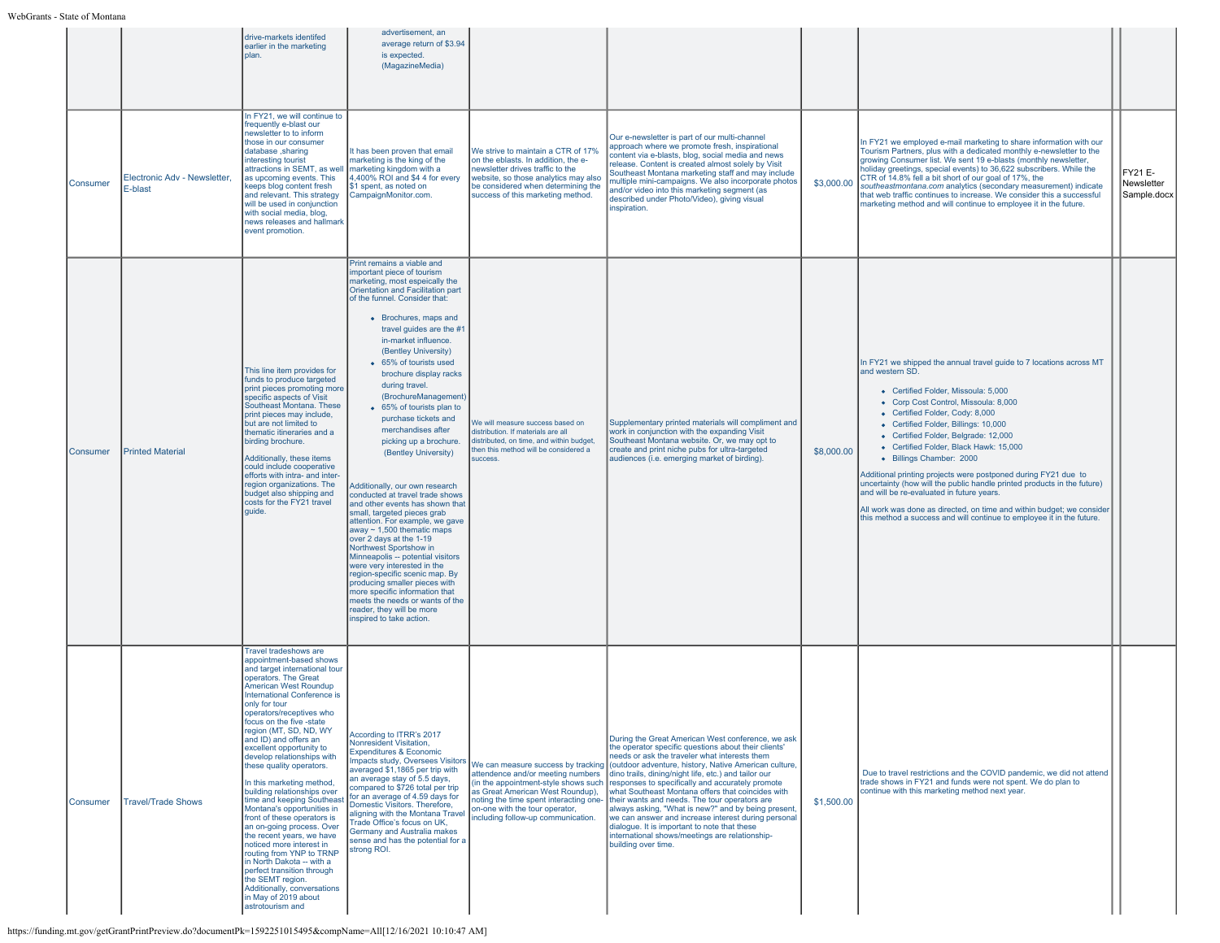| | | | | | | | | |
|---|---|---|---|---|---|---|---|---|
| | | drive-markets identifed earlier in the marketing plan. | advertisement, an average return of $3.94 is expected. (MagazineMedia) | | | | | |
| Consumer | Electronic Adv - Newsletter, E-blast | In FY21, we will continue to frequently e-blast our newsletter to to inform those in our consumer database ,sharing interesting tourist attractions in SEMT, as well as upcoming events. This keeps blog content fresh and relevant. This strategy will be used in conjunction with social media, blog, news releases and hallmark event promotion. | It has been proven that email marketing is the king of the marketing kingdom with a 4,400% ROI and $4 4 for every $1 spent, as noted on CampaignMonitor.com. | We strive to maintain a CTR of 17% on the eblasts. In addition, the e-newsletter drives traffic to the website, so those analytics may also be considered when determining the success of this marketing method. | Our e-newsletter is part of our multi-channel approach where we promote fresh, inspirational content via e-blasts, blog, social media and news release. Content is created almost solely by Visit Southeast Montana marketing staff and may include multiple mini-campaigns. We also incorporate photos and/or video into this marketing segment (as described under Photo/Video), giving visual inspiration. | $3,000.00 | In FY21 we employed e-mail marketing to share information with our Tourism Partners, plus with a dedicated monthly e-newsletter to the growing Consumer list. We sent 19 e-blasts (monthly newsletter, holiday greetings, special events) to 36,622 subscribers. While the CTR of 14.8% fell a bit short of our goal of 17%, the *southeastmontana.com* analytics (secondary measurement) indicate that web traffic continues to increase. We consider this a successful marketing method and will continue to employee it in the future. | FY21 E-Newsletter Sample.docx |
| Consumer | Printed Material | This line item provides for funds to produce targeted print pieces promoting more specific aspects of Visit Southeast Montana. These print pieces may include, but are not limited to thematic itineraries and a birding brochure.<br><br>Additionally, these items could include cooperative efforts with intra- and inter-region organizations. The budget also shipping and costs for the FY21 travel guide. | Print remains a viable and important piece of tourism marketing, most espeically the Orientation and Facilitation part of the funnel. Consider that:<br>• Brochures, maps and travel guides are the #1 in-market influence. (Bentley University)<br>• 65% of tourists used brochure display racks during travel. (BrochureManagement)<br>• 65% of tourists plan to purchase tickets and merchandises after picking up a brochure. (Bentley University)<br><br>Additionally, our own research conducted at travel trade shows and other events has shown that small, targeted pieces grab attention. For example, we gave away ~ 1,500 thematic maps over 2 days at the 1-19 Northwest Sportshow in Minneapolis -- potential visitors were very interested in the region-specific scenic map. By producing smaller pieces with more specific information that meets the needs or wants of the reader, they will be more inspired to take action. | We will measure success based on distribution. If materials are all distributed, on time, and within budget, then this method will be considered a success. | Supplementary printed materials will compliment and work in conjunction with the expanding Visit Southeast Montana website. Or, we may opt to create and print niche pubs for ultra-targeted audiences (i.e. emerging market of birding). | $8,000.00 | In FY21 we shipped the annual travel guide to 7 locations across MT and western SD.<br>• Certified Folder, Missoula: 5,000<br>• Corp Cost Control, Missoula: 8,000<br>• Certified Folder, Cody: 8,000<br>• Certified Folder, Billings: 10,000<br>• Certified Folder, Belgrade: 12,000<br>• Certified Folder, Black Hawk: 15,000<br>• Billings Chamber: 2000<br><br>Additional printing projects were postponed during FY21 due to uncertainty (how will the public handle printed products in the future) and will be re-evaluated in future years.<br><br>All work was done as directed, on time and within budget; we consider this method a success and will continue to employee it in the future. | |
| Consumer | Travel/Trade Shows | Travel tradeshows are appointment-based shows and target international tour operators. The Great American West Roundup International Conference is only for tour operators/receptives who focus on the five -state region (MT, SD, ND, WY and ID) and offers an excellent opportunity to develop relationships with these quality operators.<br><br>In this marketing method, building relationships over time and keeping Southeast Montana's opportunities in front of these operators is an on-going process. Over the recent years, we have noticed more interest in routing from YNP to TRNP in North Dakota -- with a perfect transition through the SEMT region. Additionally, conversations in May of 2019 about astrotourism and | According to ITRR's 2017 Nonresident Visitation, Expenditures & Economic Impacts study, Oversees Visitors averaged $1,1865 per trip with an average stay of 5.5 days, compared to $726 total per trip for an average of 4.59 days for Domestic Visitors. Therefore, aligning with the Montana Travel Trade Office's focus on UK, Germany and Australia makes sense and has the potential for a strong ROI. | We can measure success by tracking attendance and/or meeting numbers (in the appointment-style shows such as Great American West Roundup), noting the time spent interacting one-on-one with the tour operator, including follow-up communication. | During the Great American West conference, we ask the operator specific questions about their clients' needs or ask the traveler what interests them (outdoor adventure, history, Native American culture, dino trails, dining/night life, etc.) and tailor our responses to specifically and accurately promote what Southeast Montana offers that coincides with their wants and needs. The tour operators are always asking, "What is new?" and by being present, we can answer and increase interest during personal dialogue. It is important to note that these international shows/meetings are relationship-building over time. | $1,500.00 | Due to travel restrictions and the COVID pandemic, we did not attend trade shows in FY21 and funds were not spent. We do plan to continue with this marketing method next year. | |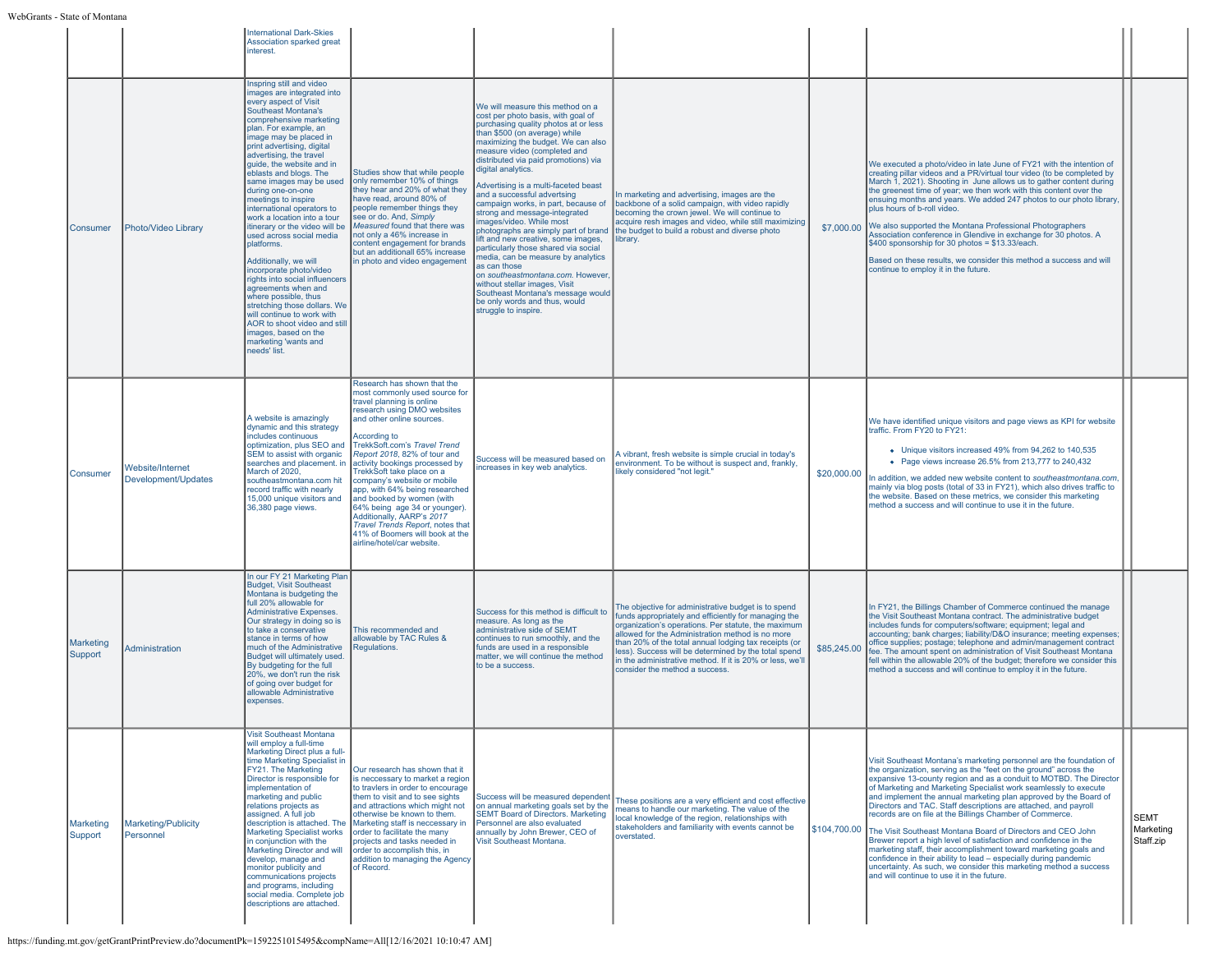| | | | | | | | | | |
|---|---|---|---|---|---|---|---|---|---|
| | | International Dark-Skies Association sparked great interest. | | | | | | | |
| Consumer | Photo/Video Library | Inspring still and video images are integrated into every aspect of Visit Southeast Montana's comprehensive marketing plan. For example, an image may be placed in print advertising, digital advertising, the travel guide, the website and in eblasts and blogs. The same images may be used during one-on-one meetings to inspire international operators to work a location into a tour itinerary or the video will be used across social media platforms.<br><br>Additionally, we will incorporate photo/video rights into social influencers agreements when and where possible, thus stretching those dollars. We will continue to work with AOR to shoot video and still images, based on the marketing 'wants and needs' list. | Studies show that while people only remember 10% of things they hear and 20% of what they have read, around 80% of people remember things they see or do. And, *Simply Measured* found that there was not only a 46% increase in content engagement for brands but an additionall 65% increase in photo and video engagement | We will measure this method on a cost per photo basis, with goal of purchasing quality photos at or less than $500 (on average) while maximizing the budget. We can also measure video (completed and distributed via paid promotions) via digital analytics.<br><br>Advertising is a multi-faceted beast and a successful advertsing campaign works, in part, because of strong and message-integrated images/video. While most photographs are simply part of brand lift and new creative, some images, particularly those shared via social media, can be measure by analytics as can those on *southeastmontana.com*. However, without stellar images, Visit Southeast Montana's message would be only words and thus, would struggle to inspire. | In marketing and advertising, images are the backbone of a solid campaign, with video rapidly becoming the crown jewel. We will continue to acquire resh images and video, while still maximizing the budget to build a robust and diverse photo library. | $7,000.00 | We executed a photo/video in late June of FY21 with the intention of creating pillar videos and a PR/virtual tour video (to be completed by March 1, 2021). Shooting in June allows us to gather content during the greenest time of year; we then work with this content over the ensuing months and years. We added 247 photos to our photo library, plus hours of b-roll video.<br><br>We also supported the Montana Professional Photographers Association conference in Glendive in exchange for 30 photos. A $400 sponsorship for 30 photos = $13.33/each.<br><br>Based on these results, we consider this method a success and will continue to employ it in the future. | | |
| Consumer | Website/Internet Development/Updates | A website is amazingly dynamic and this strategy includes continuous optimization, plus SEO and SEM to assist with organic searches and placement. in March of 2020, southeastmontana.com hit record traffic with nearly 15,000 unique visitors and 36,380 page views. | Research has shown that the most commonly used source for travel planning is online research using DMO websites and other online sources.<br><br>According to TrekkSoft.com's *Travel Trend Report 2018*, 82% of tour and activity bookings processed by TrekkSoft take place on a company's website or mobile app, with 64% being researched and booked by women (with 64% being age 34 or younger). Additionally, AARP's *2017 Travel Trends Report*, notes that 41% of Boomers will book at the airline/hotel/car website. | Success will be measured based on increases in key web analytics. | A vibrant, fresh website is simple crucial in today's environment. To be without is suspect and, frankly, likely considered "not legit." | $20,000.00 | We have identified unique visitors and page views as KPI for website traffic. From FY20 to FY21:<br><br>• Unique visitors increased 49% from 94,262 to 140,535<br>• Page views increase 26.5% from 213,777 to 240,432<br><br>In addition, we added new website content to *southeastmontana.com*, mainly via blog posts (total of 33 in FY21), which also drives traffic to the website. Based on these metrics, we consider this marketing method a success and will continue to use it in the future. | | |
| Marketing Support | Administration | In our FY 21 Marketing Plan Budget, Visit Southeast Montana is budgeting the full 20% allowable for Administrative Expenses. Our strategy in doing so is to take a conservative stance in terms of how much of the Administrative Budget will ultimately used. By budgeting for the full 20%, we don't run the risk of going over budget for allowable Administrative expenses. | This recommended and allowable by TAC Rules & Regulations. | Success for this method is difficult to measure. As long as the administrative side of SEMT continues to run smoothly, and the funds are used in a responsible matter, we will continue the method to be a success. | The objective for administrative budget is to spend funds appropriately and efficiently for managing the organization's operations. Per statute, the maximum allowed for the Administration method is no more than 20% of the total annual lodging tax receipts (or less). Success will be determined by the total spend in the administrative method. If it is 20% or less, we'll consider the method a success. | $85,245.00 | In FY21, the Billings Chamber of Commerce continued the manage the Visit Southeast Montana contract. The administrative budget includes funds for computers/software; equipment; legal and accounting; bank charges; liability/D&O insurance; meeting expenses; office supplies; postage; telephone and admin/management contract fee. The amount spent on administration of Visit Southeast Montana fell within the allowable 20% of the budget; therefore we consider this method a success and will continue to employ it in the future. | | |
| Marketing Support | Marketing/Publicity Personnel | Visit Southeast Montana will employ a full-time Marketing Direct plus a full-time Marketing Specialist in FY21. The Marketing Director is responsible for implementation of marketing and public relations projects as assigned. A full job description is attached. The Marketing Specialist works in conjunction with the Marketing Director and will develop, manage and monitor publicity and communications projects and programs, including social media. Complete job descriptions are attached. | Our research has shown that it is neccessary to market a region to travlers in order to encourage them to visit and to see sights and attractions which might not otherwise be known to them. Marketing staff is neccessary in order to facilitate the many projects and tasks needed in order to accomplish this, in addition to managing the Agency of Record. | Success will be measured dependent on annual marketing goals set by the SEMT Board of Directors. Marketing Personnel are also evaluated annually by John Brewer, CEO of Visit Southeast Montana. | These positions are a very efficient and cost effective means to handle our marketing. The value of the local knowledge of the region, relationships with stakeholders and familiarity with events cannot be overstated. | $104,700.00 | Visit Southeast Montana's marketing personnel are the foundation of the organization, serving as the "feet on the ground" across the expansive 13-county region and as a conduit to MOTBD. The Director of Marketing and Marketing Specialist work seamlessly to execute and implement the annual marketing plan approved by the Board of Directors and TAC. Staff descriptions are attached, and payroll records are on file at the Billings Chamber of Commerce.<br><br>The Visit Southeast Montana Board of Directors and CEO John Brewer report a high level of satisfaction and confidence in the marketing staff, their accomplishment toward marketing goals and confidence in their ability to lead – especially during pandemic uncertainty. As such, we consider this marketing method a success and will continue to use it in the future. | | SEMT Marketing Staff.zip |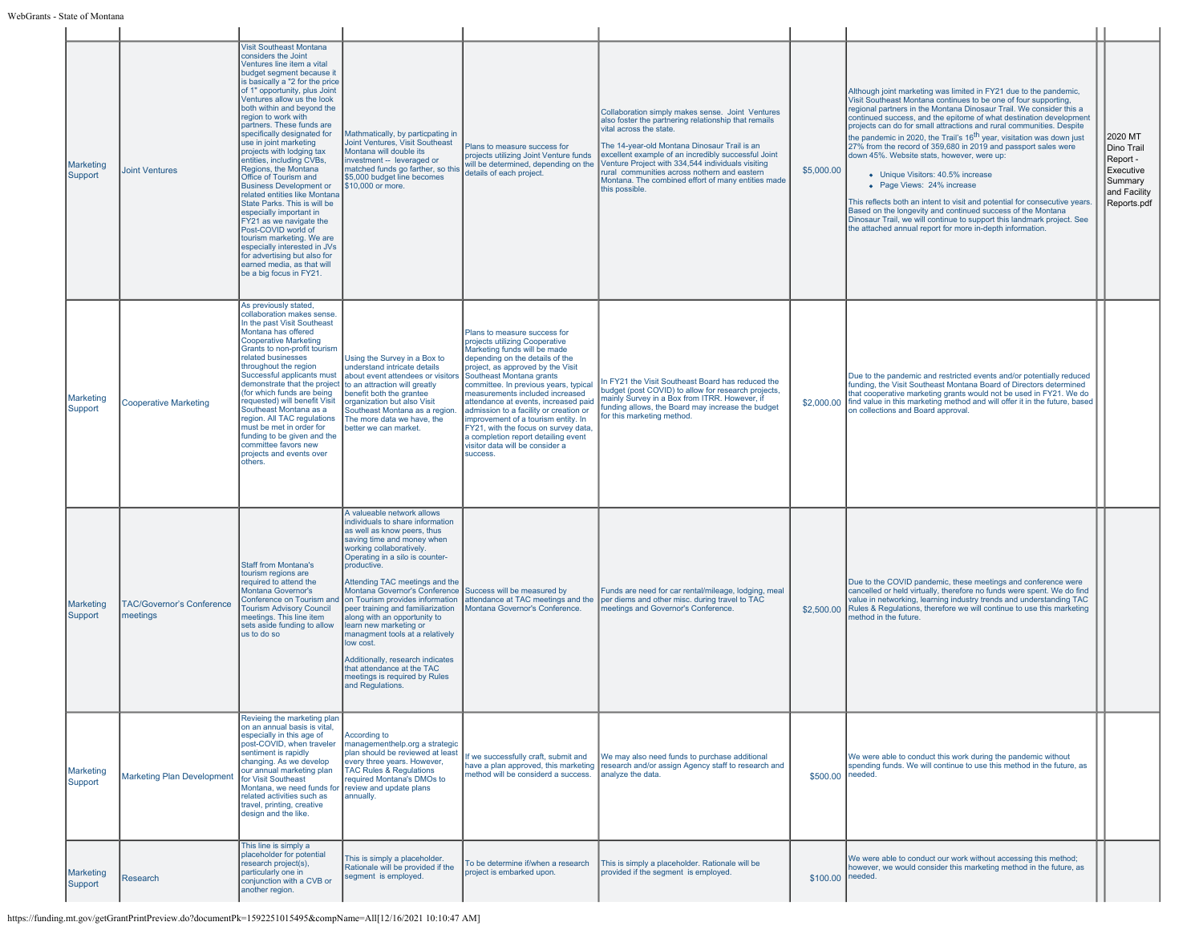| | | | | | | | | | |
|---|---|---|---|---|---|---|---|---|---|
| Marketing Support | Joint Ventures | Visit Southeast Montana considers the Joint Ventures line item a vital budget segment because it is basically a "2 for the price of 1" opportunity, plus Joint Ventures allow us the look both within and beyond the region to work with partners. These funds are specifically designated for use in joint marketing projects with lodging tax entities, including CVBs, Regions, the Montana Office of Tourism and Business Development or related entities like Montana State Parks. This is will be especially important in FY21 as we navigate the Post-COVID world of tourism marketing. We are especially interested in JVs for advertising but also for earned media, as that will be a big focus in FY21. | Mathmatically, by particpating in Joint Ventures, Visit Southeast Montana will double its investment -- leveraged or matched funds go farther, so this $5,000 budget line becomes $10,000 or more. | Plans to measure success for projects utilizing Joint Venture funds will be determined, depending on the details of each project. | Collaboration simply makes sense. Joint Ventures also foster the partnering relationship that remains vital across the state.<br><br>The 14-year-old Montana Dinosaur Trail is an excellent example of an incredibly successful Joint Venture Project with 334,544 individuals visiting rural communities across nothern and eastern Montana. The combined effort of many entities made this possible. | $5,000.00 | Although joint marketing was limited in FY21 due to the pandemic, Visit Southeast Montana continues to be one of four supporting, regional partners in the Montana Dinosaur Trail. We consider this a continued success, and the epitome of what destination development projects can do for small attractions and rural communities. Despite the pandemic in 2020, the Trail's 16th year, visitation was down just 27% from the record of 359,680 in 2019 and passport sales were down 45%. Website stats, however, were up:<br>• Unique Visitors: 40.5% increase<br>• Page Views: 24% increase<br><br>This reflects both an intent to visit and potential for consecutive years. Based on the longevity and continued success of the Montana Dinosaur Trail, we will continue to support this landmark project. See the attached annual report for more in-depth information. | | 2020 MT Dino Trail Report - Executive Summary and Facility Reports.pdf |
| Marketing Support | Cooperative Marketing | As previously stated, collaboration makes sense. In the past Visit Southeast Montana has offered Cooperative Marketing Grants to non-profit tourism related businesses throughout the region Successful applicants must demonstrate that the project (for which funds are being requested) will benefit Visit Southeast Montana as a region. All TAC regulations must be met in order for funding to be given and the committee favors new projects and events over others. | Using the Survey in a Box to understand intricate details about event attendees or visitors to an attraction will greatly benefit both the grantee organization but also Visit Southeast Montana as a region. The more data we have, the better we can market. | Plans to measure success for projects utilizing Cooperative Marketing funds will be made depending on the details of the project, as approved by the Visit Southeast Montana grants committee. In previous years, typical measurements included increased attendance at events, increased paid admission to a facility or creation or improvement of a tourism entity. In FY21, with the focus on survey data, a completion report detailing event visitor data will be consider a success. | In FY21 the Visit Southeast Board has reduced the budget (post COVID) to allow for research projects, mainly Survey in a Box from ITRR. However, if funding allows, the Board may increase the budget for this marketing method. | $2,000.00 | Due to the pandemic and restricted events and/or potentially reduced funding, the Visit Southeast Montana Board of Directors determined that cooperative marketing grants would not be used in FY21. We do find value in this marketing method and will offer it in the future, based on collections and Board approval. | | |
| Marketing Support | TAC/Governor's Conference meetings | Staff from Montana's tourism regions are required to attend the Montana Governor's Conference on Tourism and Tourism Advisory Council meetings. This line item sets aside funding to allow us to do so | A valueable network allows individuals to share information as well as know peers, thus saving time and money when working collaboratively. Operating in a silo is counter-productive.<br><br>Attending TAC meetings and the Montana Governor's Conference on Tourism provides information peer training and familiarization along with an opportunity to learn new marketing or managment tools at a relatively low cost.<br><br>Additionally, research indicates that attendance at the TAC meetings is required by Rules and Regulations. | Success will be measured by attendance at TAC meetings and the Montana Governor's Conference. | Funds are need for car rental/mileage, lodging, meal per diems and other misc. during travel to TAC meetings and Governor's Conference. | $2,500.00 | Due to the COVID pandemic, these meetings and conference were cancelled or held virtually, therefore no funds were spent. We do find value in networking, learning industry trends and understanding TAC Rules & Regulations, therefore we will continue to use this marketing method in the future. | | |
| Marketing Support | Marketing Plan Development | Revieing the marketing plan on an annual basis is vital, especially in this age of post-COVID, when traveler sentiment is rapidly changing. As we develop our annual marketing plan for Visit Southeast Montana, we need funds for related activities such as travel, printing, creative design and the like. | According to managementhelp.org a strategic plan should be reviewed at least every three years. However, TAC Rules & Regulations required Montana's DMOs to review and update plans annually. | If we successfully craft, submit and have a plan approved, this marketing method will be considerd a success. | We may also need funds to purchase additional research and/or assign Agency staff to research and analyze the data. | $500.00 | We were able to conduct this work during the pandemic without spending funds. We will continue to use this method in the future, as needed. | | |
| Marketing Support | Research | This line is simply a placeholder for potential research project(s), particularly one in conjunction with a CVB or another region. | This is simply a placeholder. Rationale will be provided if the segment is employed. | To be determine if/when a research project is embarked upon. | This is simply a placeholder. Rationale will be provided if the segment is employed. | $100.00 | We were able to conduct our work without accessing this method; however, we would consider this marketing method in the future, as needed. | | |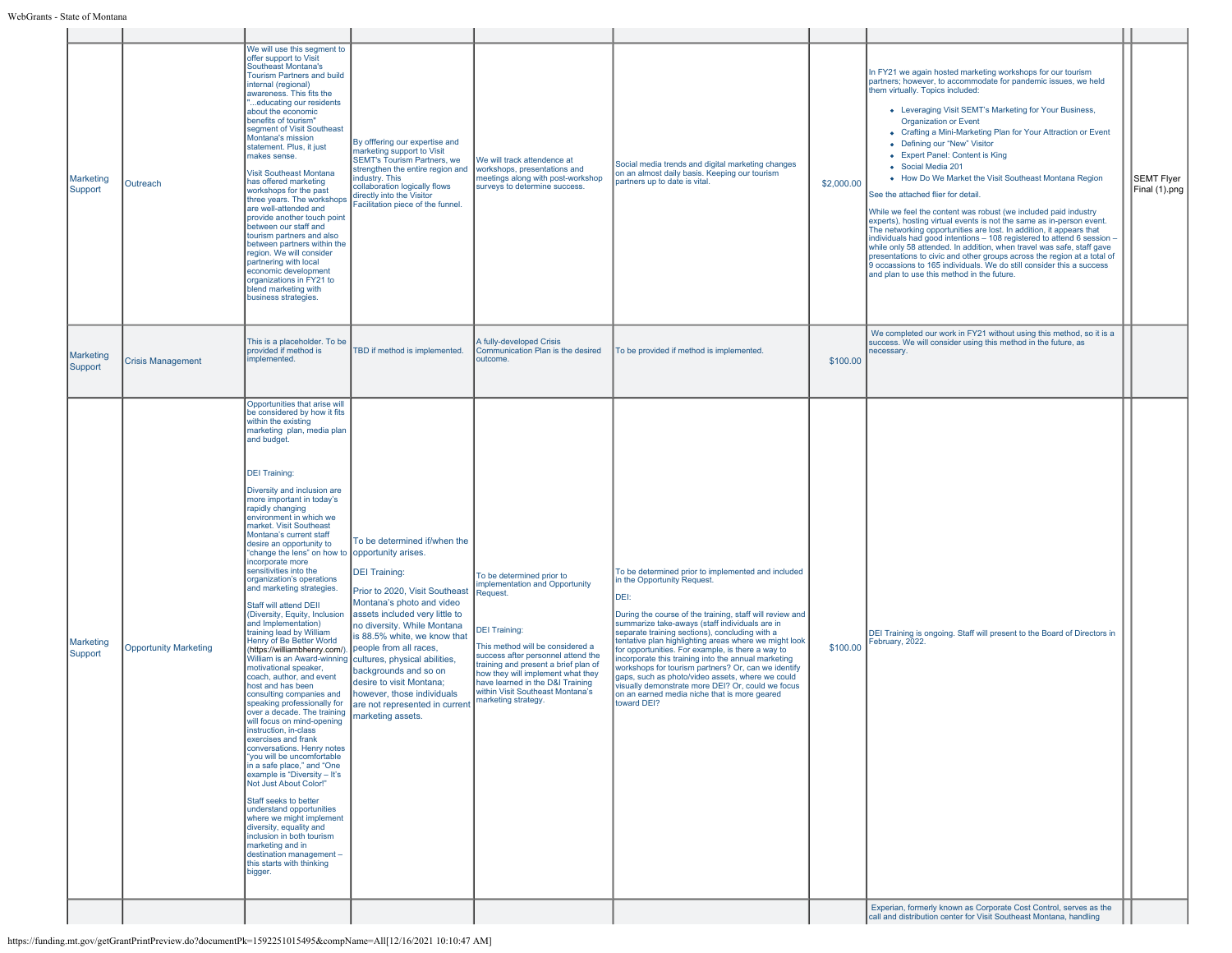| | | | | | | | | | |
|---|---|---|---|---|---|---|---|---|---|
| Marketing Support | Outreach | We will use this segment to offer support to Visit Southeast Montana's Tourism Partners and build internal (regional) awareness. This fits the "...educating our residents about the economic benefits of tourism" segment of Visit Southeast Montana's mission statement. Plus, it just makes sense.<br><br>Visit Southeast Montana has offered marketing workshops for the past three years. The workshops are well-attended and provide another touch point between our staff and tourism partners and also between partners within the region. We will consider partnering with local economic development organizations in FY21 to blend marketing with business strategies. | By offfering our expertise and marketing support to Visit SEMT's Tourism Partners, we strengthen the entire region and industry. This collaboration logically flows directly into the Visitor Facilitation piece of the funnel. | We will track attendence at workshops, presentations and meetings along with post-workshop surveys to determine success. | Social media trends and digital marketing changes on an almost daily basis. Keeping our tourism partners up to date is vital. | $2,000.00 | In FY21 we again hosted marketing workshops for our tourism partners; however, to accommodate for pandemic issues, we held them virtually. Topics included:<br><br>• Leveraging Visit SEMT's Marketing for Your Business, Organization or Event<br>• Crafting a Mini-Marketing Plan for Your Attraction or Event<br>• Defining our "New" Visitor<br>• Expert Panel: Content is King<br>• Social Media 201<br>• How Do We Market the Visit Southeast Montana Region<br><br>See the attached flier for detail.<br><br>While we feel the content was robust (we included paid industry experts), hosting virtual events is not the same as in-person event. The networking opportunities are lost. In addition, it appears that individuals had good intentions – 108 registered to attend 6 session – while only 58 attended. In addition, when travel was safe, staff gave presentations to civic and other groups across the region at a total of 9 occassions to 165 individuals. We do still consider this a success and plan to use this method in the future. | | SEMT Flyer Final (1).png |
| Marketing Support | Crisis Management | This is a placeholder. To be provided if method is implemented. | TBD if method is implemented. | A fully-developed Crisis Communication Plan is the desired outcome. | To be provided if method is implemented. | $100.00 | We completed our work in FY21 without using this method, so it is a success. We will consider using this method in the future, as necessary. | | |
| Marketing Support | Opportunity Marketing | Opportunities that arise will be considered by how it fits within the existing marketing plan, media plan and budget.<br><br>DEI Training:<br><br>Diversity and inclusion are more important in today's rapidly changing environment in which we market. Visit Southeast Montana's current staff desire an opportunity to "change the lens" on how to incorporate more sensitivities into the organization's operations and marketing strategies.<br><br>Staff will attend DEII (Diversity, Equity, Inclusion and Implementation) training lead by William Henry of Be Better World (https://williambhenry.com/). William is an Award-winning motivational speaker, coach, author, and event host and has been consulting companies and speaking professionally for over a decade. The training will focus on mind-opening instruction, in-class exercises and frank conversations. Henry notes "you will be uncomfortable in a safe place," and "One example is "Diversity – It's Not Just About Color!"<br><br>Staff seeks to better understand opportunities where we might implement diversity, equality and inclusion in both tourism marketing and in destination management – this starts with thinking bigger. | To be determined if/when the opportunity arises.<br><br>DEI Training:<br><br>Prior to 2020, Visit Southeast Montana's photo and video assets included very little to no diversity. While Montana is 88.5% white, we know that people from all races, cultures, physical abilities, backgrounds and so on desire to visit Montana; however, those individuals are not represented in current marketing assets. | To be determined prior to implementation and Opportunity Request.<br><br>DEI Training:<br><br>This method will be considered a success after personnel attend the training and present a brief plan of how they will implement what they have learned in the D&I Training within Visit Southeast Montana's marketing strategy. | To be determined prior to implemented and included in the Opportunity Request.<br><br>DEI:<br><br>During the course of the training, staff will review and summarize take-aways (staff individuals are in separate training sections), concluding with a tentative plan highlighting areas where we might look for opportunities. For example, is there a way to incorporate this training into the annual marketing workshops for tourism partners? Or, can we identify gaps, such as photo/video assets, where we could visually demonstrate more DEI? Or, could we focus on an earned media niche that is more geared toward DEI? | $100.00 | DEI Training is ongoing. Staff will present to the Board of Directors in February, 2022. | | |
| | | | | | | | Experian, formerly known as Corporate Cost Control, serves as the call and distribution center for Visit Southeast Montana, handling | | |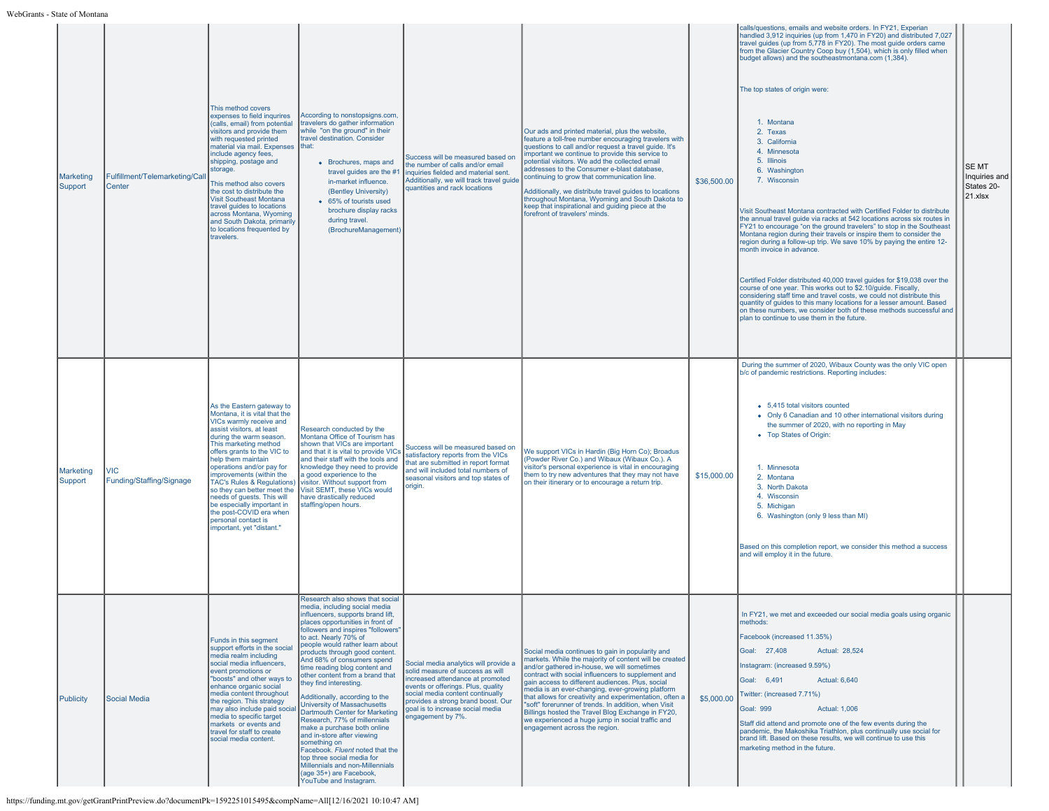| Marketing Support | Fulfillment/Telemarketing/Call Center | This method covers expenses to field inquires (calls, email) from potential visitors and provide them with requested printed material via mail. Expenses include agency fees, shipping, postage and storage.<br><br>This method also covers the cost to distribute the Visit Southeast Montana travel guides to locations across Montana, Wyoming and South Dakota, primarily to locations frequented by travelers. | According to nonstopsigns.com, travelers do gather information while "on the ground" in their travel destination. Consider that:<br><br>- Brochures, maps and travel guides are the #1 in-market influence. (Bentley University)<br>- 65% of tourists used brochure display racks during travel. (BrochureManagement) | Success will be measured based on the number of calls and/or email inquiries fielded and material sent. Additionally, we will track travel guide quantities and rack locations | Our ads and printed material, plus the website, feature a toll-free number encouraging travelers with questions to call and/or request a travel guide. It's important we continue to provide this service to potential visitors. We add the collected email addresses to the Consumer e-blast database, continuing to grow that communication line.<br><br>Additionally, we distribute travel guides to locations throughout Montana, Wyoming and South Dakota to keep that inspirational and guiding piece at the forefront of travelers' minds. | $36,500.00 | calls/questions, emails and website orders. In FY21, Experian handled 3,912 inquiries (up from 1,470 in FY20) and distributed 7,027 travel guides (up from 5,778 in FY20). The most guide orders came from the Glacier Country Coop buy (1,504), which is only filled when budget allows) and the southeastmontana.com (1,384).<br><br>The top states of origin were:<br><br>1. Montana<br>2. Texas<br>3. California<br>4. Minnesota<br>5. Illinois<br>6. Washington<br>7. Wisconsin<br><br>Visit Southeast Montana contracted with Certified Folder to distribute the annual travel guide via racks at 542 locations across six routes in FY21 to encourage "on the ground travelers" to stop in the Southeast Montana region during their travels or inspire them to consider the region during a follow-up trip. We save 10% by paying the entire 12-month invoice in advance.<br><br>Certified Folder distributed 40,000 travel guides for $19,038 over the course of one year. This works out to $2.10/guide. Fiscally, considering staff time and travel costs, we could not distribute this quantity of guides to this many locations for a lesser amount. Based on these numbers, we consider both of these methods successful and plan to continue to use them in the future. | | SE MT Inquiries and States 20-21.xlsx |
|---|---|---|---|---|---|---|---|---|---|
| Marketing Support | VIC Funding/Staffing/Signage | As the Eastern gateway to Montana, it is vital that the VICs warmly receive and assist visitors, at least during the warm season. This marketing method offers grants to the VIC to help them maintain operations and/or pay for improvements (within the TAC's Rules & Regulations) so they can better meet the needs of guests. This will be especially important in the post-COVID era when personal contact is important, yet "distant." | Research conducted by the Montana Office of Tourism has shown that VICs are important and that it is vital to provide VICs and their staff with the tools and knowledge they need to provide a good experience to the visitor. Without support from Visit SEMT, these VICs would have drastically reduced staffing/open hours. | Success will be measured based on satisfactory reports from the VICs that are submitted in report format and will included total numbers of seasonal visitors and top states of origin. | We support VICs in Hardin (Big Horn Co); Broadus (Powder River Co.) and Wibaux (Wibaux Co.). A visitor's personal experience is vital in encouraging them to try new adventures that they may not have on their itinerary or to encourage a return trip. | $15,000.00 | During the summer of 2020, Wibaux County was the only VIC open b/c of pandemic restrictions. Reporting includes:<br><br>- 5,415 total visitors counted<br>- Only 6 Canadian and 10 other international visitors during the summer of 2020, with no reporting in May<br>- Top States of Origin:<br><br>1. Minnesota<br>2. Montana<br>3. North Dakota<br>4. Wisconsin<br>5. Michigan<br>6. Washington (only 9 less than MI)<br><br>Based on this completion report, we consider this method a success and will employ it in the future. | | |
| Publicity | Social Media | Funds in this segment support efforts in the social media realm including social media influencers, event promotions or "boosts" and other ways to enhance organic social media content throughout the region. This strategy may also include paid social media to specific target markets or events and travel for staff to create social media content. | Research also shows that social media, including social media influencers, supports brand lift, places opportunities in front of followers and inspires "followers" to act. Nearly 70% of people would rather learn about products through good content. And 68% of consumers spend time reading blog content and other content from a brand that they find interesting.<br><br>Additionally, according to the University of Massachusetts Dartmouth Center for Marketing Research, 77% of millennials make a purchase both online and in-store after viewing something on Facebook. *Fluent* noted that the top three social media for Millennials and non-Millennials (age 35+) are Facebook, YouTube and Instagram. | Social media analytics will provide a solid measure of success as will increased attendance at promoted events or offerings. Plus, quality social media content continually provides a strong brand boost. Our goal is to increase social media engagement by 7%. | Social media continues to gain in popularity and markets. While the majority of content will be created and/or gathered in-house, we will sometimes contract with social influencers to supplement and gain access to different audiences. Plus, social media is an ever-changing, ever-growing platform that allows for creativity and experimentation, often a "soft" forerunner of trends. In addition, when Visit Billings hosted the Travel Blog Exchange in FY20, we experienced a huge jump in social traffic and engagement across the region. | $5,000.00 | In FY21, we met and exceeded our social media goals using organic methods:<br><br>Facebook (increased 11.35%)<br>Goal: 27,408 Actual: 28,524<br>Instagram: (increased 9.59%)<br>Goal: 6,491 Actual: 6,640<br>Twitter: (increased 7.71%)<br>Goal: 999 Actual: 1,006<br><br>Staff did attend and promote one of the few events during the pandemic, the Makoshika Triathlon, plus continually use social for brand lift. Based on these results, we will continue to use this marketing method in the future. | | |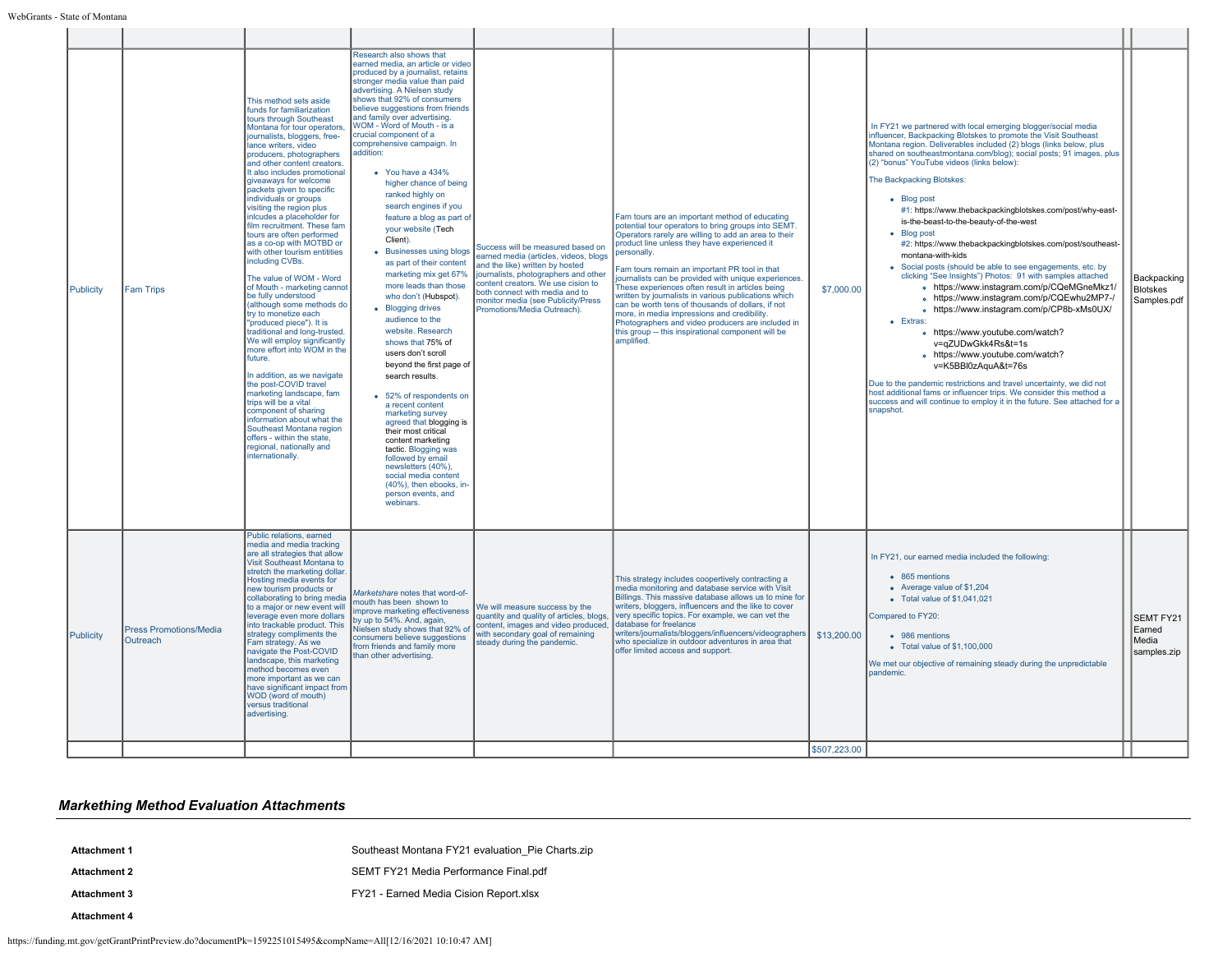| | | | | | | | | | |
|---|---|---|---|---|---|---|---|---|---|
| Publicity | Fam Trips | This method sets aside funds for familiarization tours through Southeast Montana for tour operators, journalists, bloggers, free-lance writers, video producers, photographers and other content creators. It also includes promotional giveaways for welcome packets given to specific individuals or groups visiting the region plus inlcudes a placeholder for film recruitment. These fam tours are often performed as a co-op with MOTBD or with other tourism entitities including CVBs.<br><br>The value of WOM - Word of Mouth - marketing cannot be fully understood (although some methods do try to monetize each "produced piece"). It is traditional and long-trusted. We will employ significantly more effort into WOM in the future.<br><br>In addition, as we navigate the post-COVID travel marketing landscape, fam trips will be a vital component of sharing information about what the Southeast Montana region offers - within the state, regional, nationally and internationally. | Research also shows that earned media, an article or video produced by a journalist, retains stronger media value than paid advertising. A Nielsen study shows that 92% of consumers believe suggestions from friends and family over advertising. WOM - Word of Mouth - is a crucial component of a comprehensive campaign. In addition:<br>• You have a 434% higher chance of being ranked highly on search engines if you feature a blog as part of your website (Tech Client).<br>• Businesses using blogs as part of their content marketing mix get 67% more leads than those who don't (Hubspot).<br>• Blogging drives audience to the website. Research shows that 75% of users don't scroll beyond the first page of search results.<br>• 52% of respondents on a recent content marketing survey agreed that blogging is their most critical content marketing tactic. Blogging was followed by email newsletters (40%), social media content (40%), then ebooks, in-person events, and webinars. | Success will be measured based on earned media (articles, videos, blogs and the like) written by hosted journalists, photographers and other content creators. We use cision to both connect with media and to monitor media (see Publicity/Press Promotions/Media Outreach). | Fam tours are an important method of educating potential tour operators to bring groups into SEMT. Operators rarely are willing to add an area to their product line unless they have experienced it personally.<br><br>Fam tours remain an important PR tool in that journalists can be provided with unique experiences. These experiences often result in articles being written by journalists in various publications which can be worth tens of thousands of dollars, if not more, in media impressions and credibility. Photographers and video producers are included in this group -- this inspirational component will be amplified. | $7,000.00 | In FY21 we partnered with local emerging blogger/social media influencer, Backpacking Blotskes to promote the Visit Southeast Montana region. Deliverables included (2) blogs (links below, plus shared on southeastmontana.com/blog); social posts; 91 images, plus (2) "bonus" YouTube videos (links below):<br><br>The Backpacking Blotskes:<br>• Blog post #1: https://www.thebackpackingblotskes.com/post/why-east-is-the-beast-to-the-beauty-of-the-west<br>• Blog post #2: https://www.thebackpackingblotskes.com/post/southeast-montana-with-kids<br>• Social posts (should be able to see engagements, etc. by clicking "See Insights") Photos: 91 with samples attached<br>  ◦ https://www.instagram.com/p/CQeMGneMkz1/<br>  ◦ https://www.instagram.com/p/CQEwhu2MP7-/<br>  ◦ https://www.instagram.com/p/CP8b-xMs0UX/<br>• Extras:<br>  ◦ https://www.youtube.com/watch?v=qZUDwGkk4Rs&t=1s<br>  ◦ https://www.youtube.com/watch?v=K5BBl0zAquA&t=76s<br><br>Due to the pandemic restrictions and travel uncertainty, we did not host additional fams or influencer trips. We consider this method a success and will continue to employ it in the future. See attached for a snapshot. | | Backpacking Blotskes Samples.pdf |
| Publicity | Press Promotions/Media Outreach | Public relations, earned media and media tracking are all strategies that allow Visit Southeast Montana to stretch the marketing dollar. Hosting media events for new tourism products or collaborating to bring media to a major or new event will leverage even more dollars into trackable product. This strategy compliments the Fam strategy. As we navigate the Post-COVID landscape, this marketing method becomes even more important as we can have significant impact from WOD (word of mouth) versus traditional advertising. | *Marketshare* notes that word-of-mouth has been shown to improve marketing effectiveness by up to 54%. And, again, Nielsen study shows that 92% of consumers believe suggestions from friends and family more than other advertising. | We will measure success by the quantity and quality of articles, blogs, content, images and video produced, with secondary goal of remaining steady during the pandemic. | This strategy includes cooperatively contracting a media monitoring and database service with Visit Billings. This massive database allows us to mine for writers, bloggers, influencers and the like to cover very specific topics. For example, we can vet the database for freelance writers/journalists/bloggers/influencers/videographers who specialize in outdoor adventures in area that offer limited access and support. | $13,200.00 | In FY21, our earned media included the following:<br>• 865 mentions<br>• Average value of $1,204<br>• Total value of $1,041,021<br><br>Compared to FY20:<br>• 986 mentions<br>• Total value of $1,100,000<br><br>We met our objective of remaining steady during the unpredictable pandemic. | | SEMT FY21 Earned Media samples.zip |
| | | | | | | $507,223.00 | | | |

## *Markething Method Evaluation Attachments*

| | |
|---|---|
| **Attachment 1** | Southeast Montana FY21 evaluation_Pie Charts.zip |
| **Attachment 2** | SEMT FY21 Media Performance Final.pdf |
| **Attachment 3** | FY21 - Earned Media Cision Report.xlsx |
| **Attachment 4** | |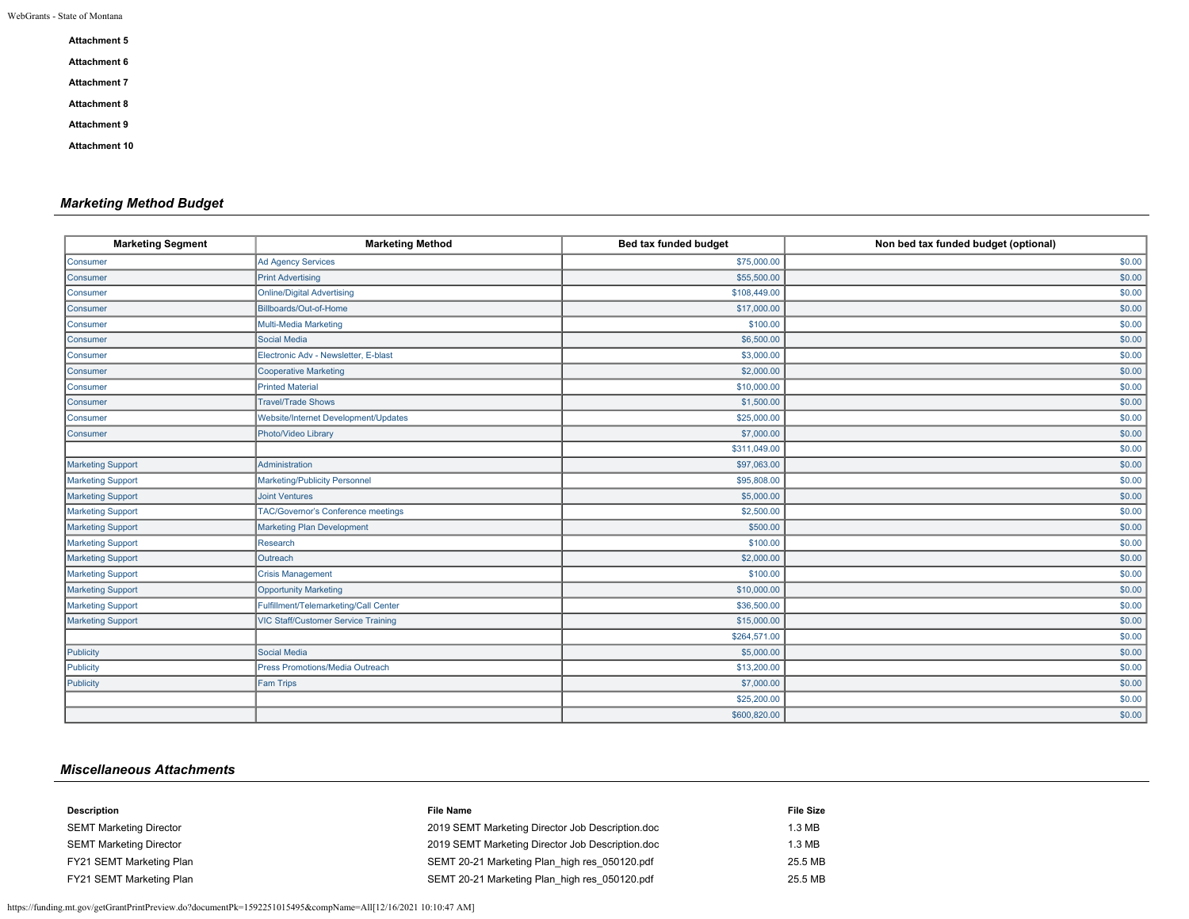**Attachment 5**

**Attachment 6**

**Attachment 7**

**Attachment 8**

**Attachment 9**

**Attachment 10**

## *Marketing Method Budget*

| Marketing Segment | Marketing Method | Bed tax funded budget | Non bed tax funded budget (optional) |
|---|---|---|---|
| Consumer | Ad Agency Services | $75,000.00 | $0.00 |
| Consumer | Print Advertising | $55,500.00 | $0.00 |
| Consumer | Online/Digital Advertising | $108,449.00 | $0.00 |
| Consumer | Billboards/Out-of-Home | $17,000.00 | $0.00 |
| Consumer | Multi-Media Marketing | $100.00 | $0.00 |
| Consumer | Social Media | $6,500.00 | $0.00 |
| Consumer | Electronic Adv - Newsletter, E-blast | $3,000.00 | $0.00 |
| Consumer | Cooperative Marketing | $2,000.00 | $0.00 |
| Consumer | Printed Material | $10,000.00 | $0.00 |
| Consumer | Travel/Trade Shows | $1,500.00 | $0.00 |
| Consumer | Website/Internet Development/Updates | $25,000.00 | $0.00 |
| Consumer | Photo/Video Library | $7,000.00 | $0.00 |
| | | $311,049.00 | $0.00 |
| Marketing Support | Administration | $97,063.00 | $0.00 |
| Marketing Support | Marketing/Publicity Personnel | $95,808.00 | $0.00 |
| Marketing Support | Joint Ventures | $5,000.00 | $0.00 |
| Marketing Support | TAC/Governor's Conference meetings | $2,500.00 | $0.00 |
| Marketing Support | Marketing Plan Development | $500.00 | $0.00 |
| Marketing Support | Research | $100.00 | $0.00 |
| Marketing Support | Outreach | $2,000.00 | $0.00 |
| Marketing Support | Crisis Management | $100.00 | $0.00 |
| Marketing Support | Opportunity Marketing | $10,000.00 | $0.00 |
| Marketing Support | Fulfillment/Telemarketing/Call Center | $36,500.00 | $0.00 |
| Marketing Support | VIC Staff/Customer Service Training | $15,000.00 | $0.00 |
| | | $264,571.00 | $0.00 |
| Publicity | Social Media | $5,000.00 | $0.00 |
| Publicity | Press Promotions/Media Outreach | $13,200.00 | $0.00 |
| Publicity | Fam Trips | $7,000.00 | $0.00 |
| | | $25,200.00 | $0.00 |
| | | $600,820.00 | $0.00 |

## *Miscellaneous Attachments*

| Description | File Name | File Size |
|---|---|---|
| SEMT Marketing Director | 2019 SEMT Marketing Director Job Description.doc | 1.3 MB |
| SEMT Marketing Director | 2019 SEMT Marketing Director Job Description.doc | 1.3 MB |
| FY21 SEMT Marketing Plan | SEMT 20-21 Marketing Plan_high res_050120.pdf | 25.5 MB |
| FY21 SEMT Marketing Plan | SEMT 20-21 Marketing Plan_high res_050120.pdf | 25.5 MB |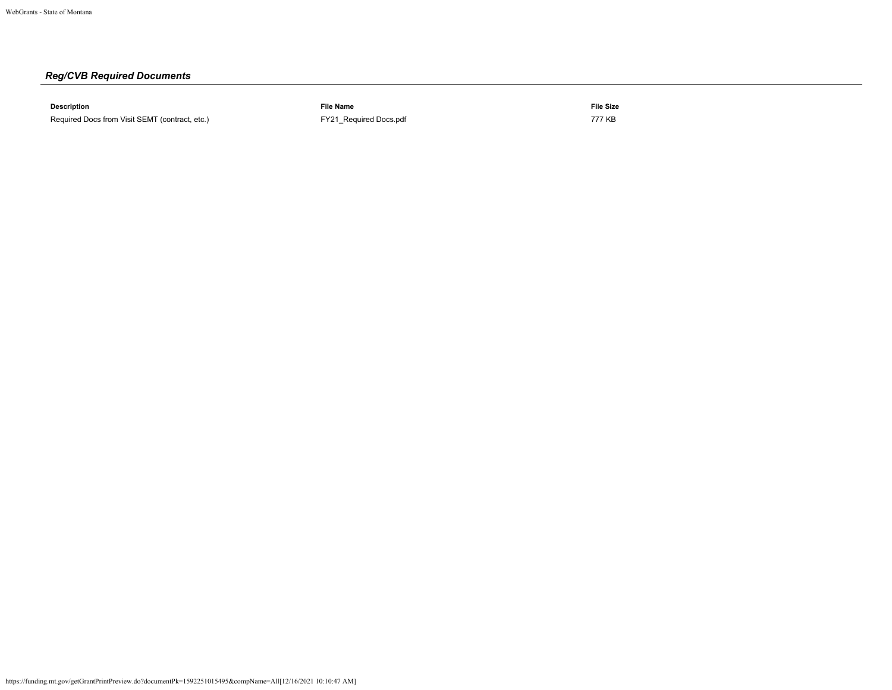### *Reg/CVB Required Documents*

| Description | File Name | File Size |
| --- | --- | --- |
| Required Docs from Visit SEMT (contract, etc.) | FY21_Required Docs.pdf | 777 KB |